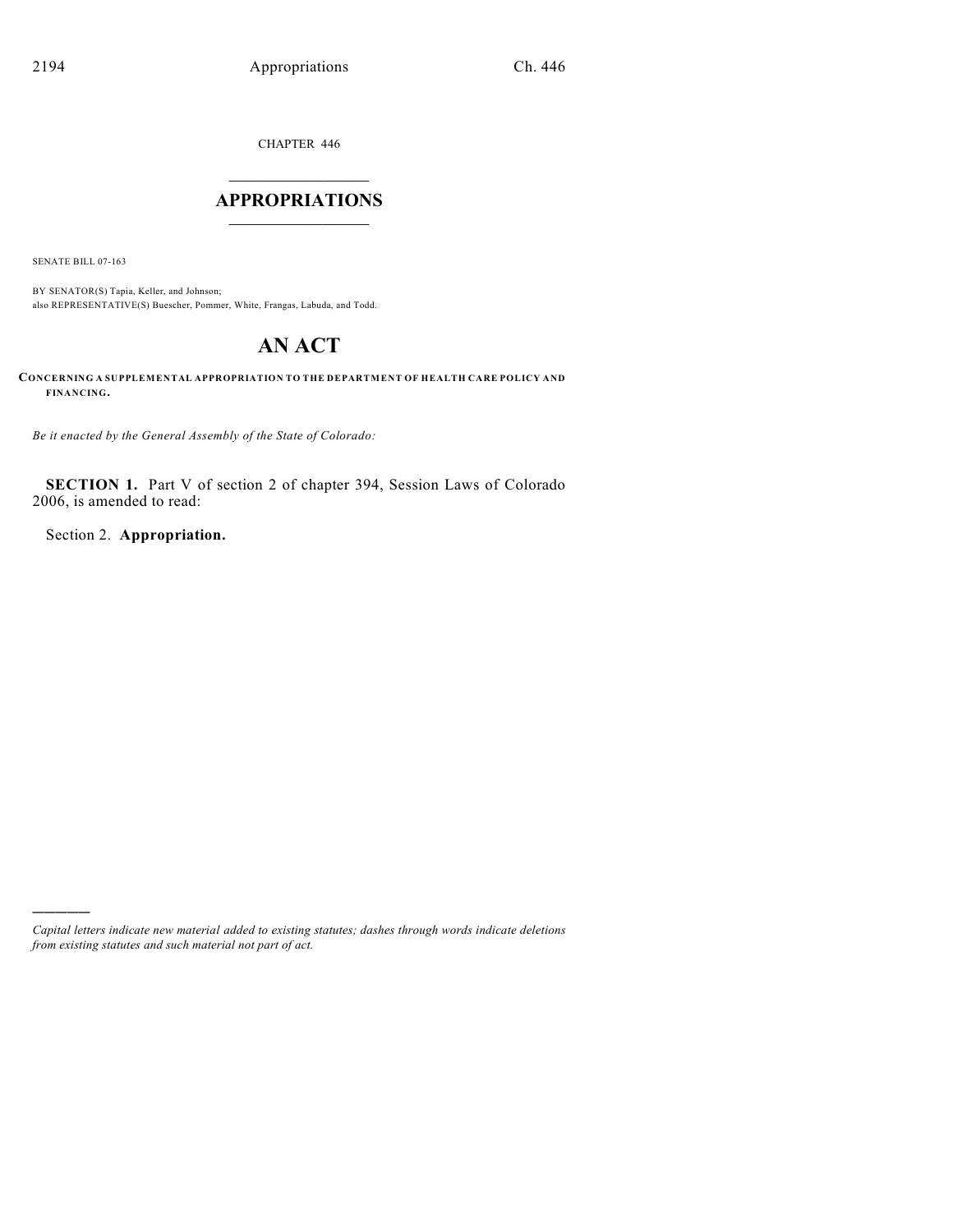CHAPTER 446

# APPROPRIATIONS

SENATE BILL 07-163

BY SENATOR(S) Tapia, Keller, and Johnson;
also REPRESENTATIVE(S) Buescher, Pommer, White, Frangas, Labuda, and Todd.

# AN ACT

**CONCERNING A SUPPLEMENTAL APPROPRIATION TO THE DEPARTMENT OF HEALTH CARE POLICY AND FINANCING.**

*Be it enacted by the General Assembly of the State of Colorado:*

**SECTION 1.** Part V of section 2 of chapter 394, Session Laws of Colorado 2006, is amended to read:

Section 2. **Appropriation.**

---

*Capital letters indicate new material added to existing statutes; dashes through words indicate deletions from existing statutes and such material not part of act.*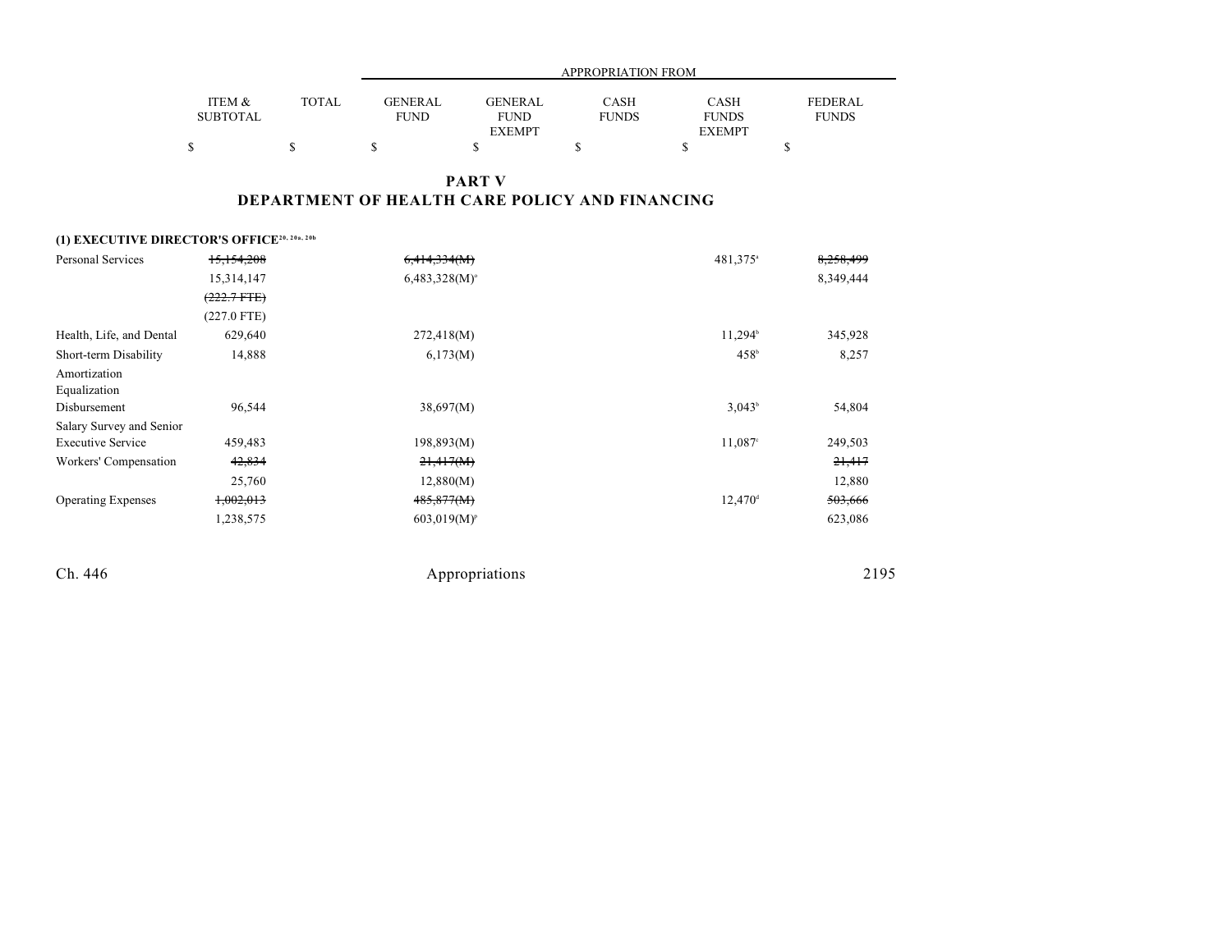| ITEM & SUBTOTAL | TOTAL | APPROPRIATION FROM GENERAL FUND | GENERAL FUND EXEMPT | CASH FUNDS | CASH FUNDS EXEMPT | FEDERAL FUNDS |
|---|---|---|---|---|---|---|
| $ | $ | $ | $ | $ | $ | $ |

## PART V
## DEPARTMENT OF HEALTH CARE POLICY AND FINANCING

**(1) EXECUTIVE DIRECTOR'S OFFICE**[20, 20a, 20b]

| | ITEM & SUBTOTAL | TOTAL | GENERAL FUND | GENERAL FUND EXEMPT | CASH FUNDS | CASH FUNDS EXEMPT | FEDERAL FUNDS |
|---|---|---|---|---|---|---|---|
| Personal Services | ~~15,154,208~~ | | ~~6,414,334(M)~~ | | | 481,375[a] | ~~8,258,499~~ |
| | 15,314,147 | | 6,483,328(M)[a] | | | | 8,349,444 |
| | ~~(222.7 FTE)~~ | | | | | | |
| | (227.0 FTE) | | | | | | |
| Health, Life, and Dental | 629,640 | | 272,418(M) | | | 11,294[b] | 345,928 |
| Short-term Disability | 14,888 | | 6,173(M) | | | 458[b] | 8,257 |
| Amortization Equalization Disbursement | 96,544 | | 38,697(M) | | | 3,043[b] | 54,804 |
| Salary Survey and Senior Executive Service | 459,483 | | 198,893(M) | | | 11,087[c] | 249,503 |
| Workers' Compensation | ~~42,834~~ | | ~~21,417(M)~~ | | | | ~~21,417~~ |
| | 25,760 | | 12,880(M) | | | | 12,880 |
| Operating Expenses | ~~1,002,013~~ | | ~~485,877(M)~~ | | | 12,470[d] | ~~503,666~~ |
| | 1,238,575 | | 603,019(M)[p] | | | | 623,086 |

Ch. 446 Appropriations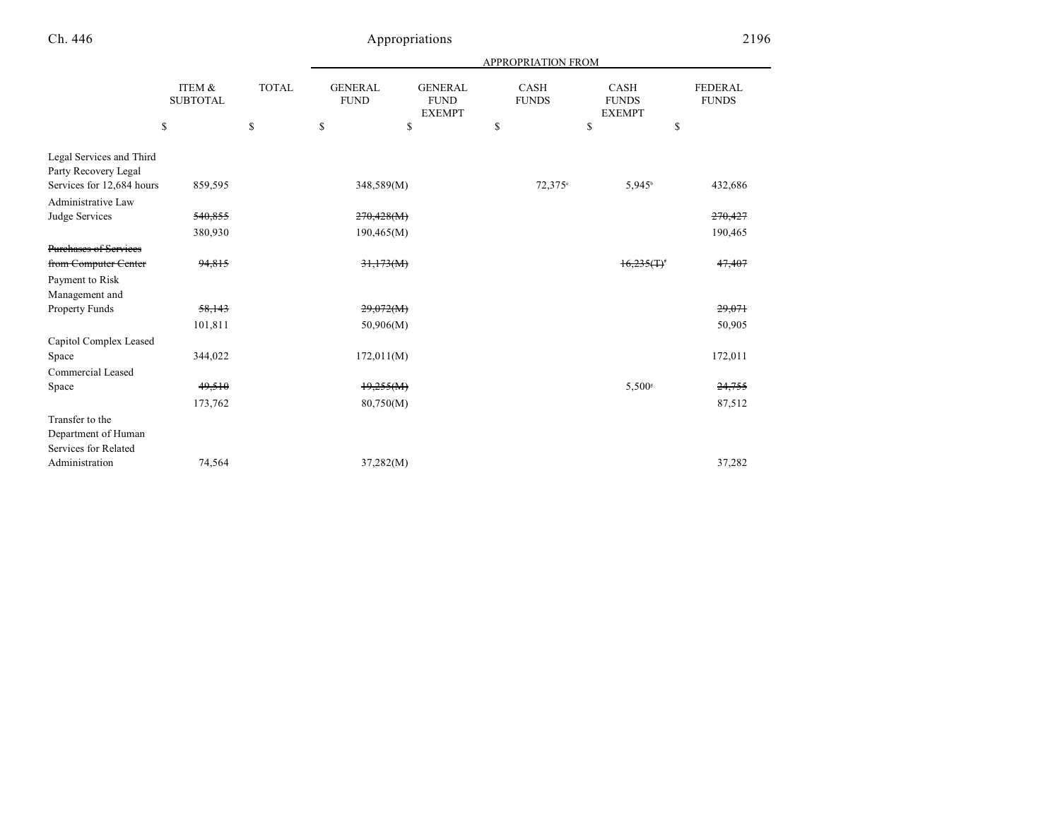| | ITEM & SUBTOTAL | TOTAL | APPROPRIATION FROM | | | | |
|---|---|---|---|---|---|---|---|
| | | | GENERAL FUND | GENERAL FUND EXEMPT | CASH FUNDS | CASH FUNDS EXEMPT | FEDERAL FUNDS |
| | $ | $ | $ | $ | $ | $ | $ |
| Legal Services and Third Party Recovery Legal Services for 12,684 hours | 859,595 | | 348,589(M) | | 72,375[e] | 5,945[b] | 432,686 |
| Administrative Law Judge Services | ~~540,855~~ | | ~~270,428(M)~~ | | | | ~~270,427~~ |
| | 380,930 | | 190,465(M) | | | | 190,465 |
| ~~Purchases of Services from Computer Center~~ | ~~94,815~~ | | ~~31,173(M)~~ | | | ~~16,235(T)[f]~~ | ~~47,407~~ |
| Payment to Risk Management and Property Funds | ~~58,143~~ | | ~~29,072(M)~~ | | | | ~~29,071~~ |
| | 101,811 | | 50,906(M) | | | | 50,905 |
| Capitol Complex Leased Space | 344,022 | | 172,011(M) | | | | 172,011 |
| Commercial Leased Space | ~~49,510~~ | | ~~19,255(M)~~ | | | 5,500[g] | ~~24,755~~ |
| | 173,762 | | 80,750(M) | | | | 87,512 |
| Transfer to the Department of Human Services for Related Administration | 74,564 | | 37,282(M) | | | | 37,282 |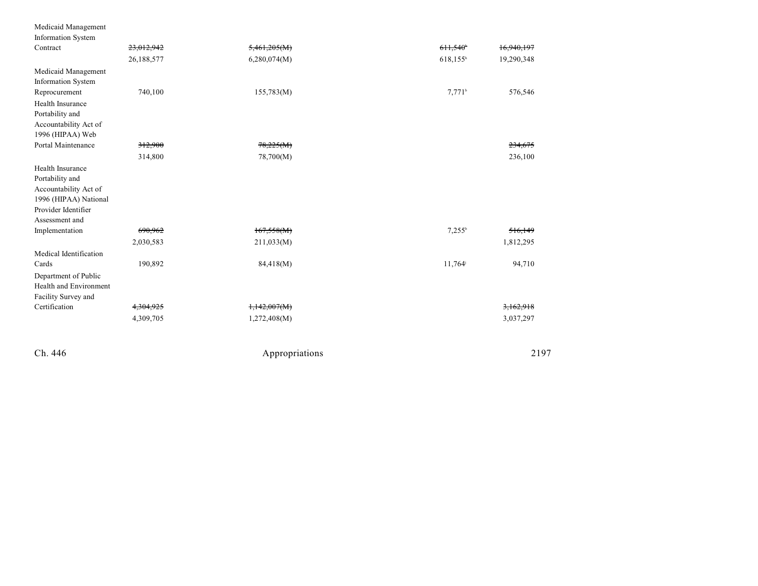| | | | | |
|---|---|---|---|---|
| Medicaid Management Information System Contract | ~~23,012,942~~ | ~~5,461,205(M)~~ | ~~611,540~~[a] | ~~16,940,197~~ |
| | 26,188,577 | 6,280,074(M) | 618,155[b] | 19,290,348 |
| Medicaid Management Information System Reprocurement | 740,100 | 155,783(M) | 7,771[b] | 576,546 |
| Health Insurance Portability and Accountability Act of 1996 (HIPAA) Web Portal Maintenance | ~~312,900~~ | ~~78,225(M)~~ | | ~~234,675~~ |
| | 314,800 | 78,700(M) | | 236,100 |
| Health Insurance Portability and Accountability Act of 1996 (HIPAA) National Provider Identifier Assessment and Implementation | ~~690,962~~ | ~~167,558(M)~~ | 7,255[b] | ~~516,149~~ |
| | 2,030,583 | 211,033(M) | | 1,812,295 |
| Medical Identification Cards | 190,892 | 84,418(M) | 11,764[i] | 94,710 |
| Department of Public Health and Environment Facility Survey and Certification | ~~4,304,925~~ | ~~1,142,007(M)~~ | | ~~3,162,918~~ |
| | 4,309,705 | 1,272,408(M) | | 3,037,297 |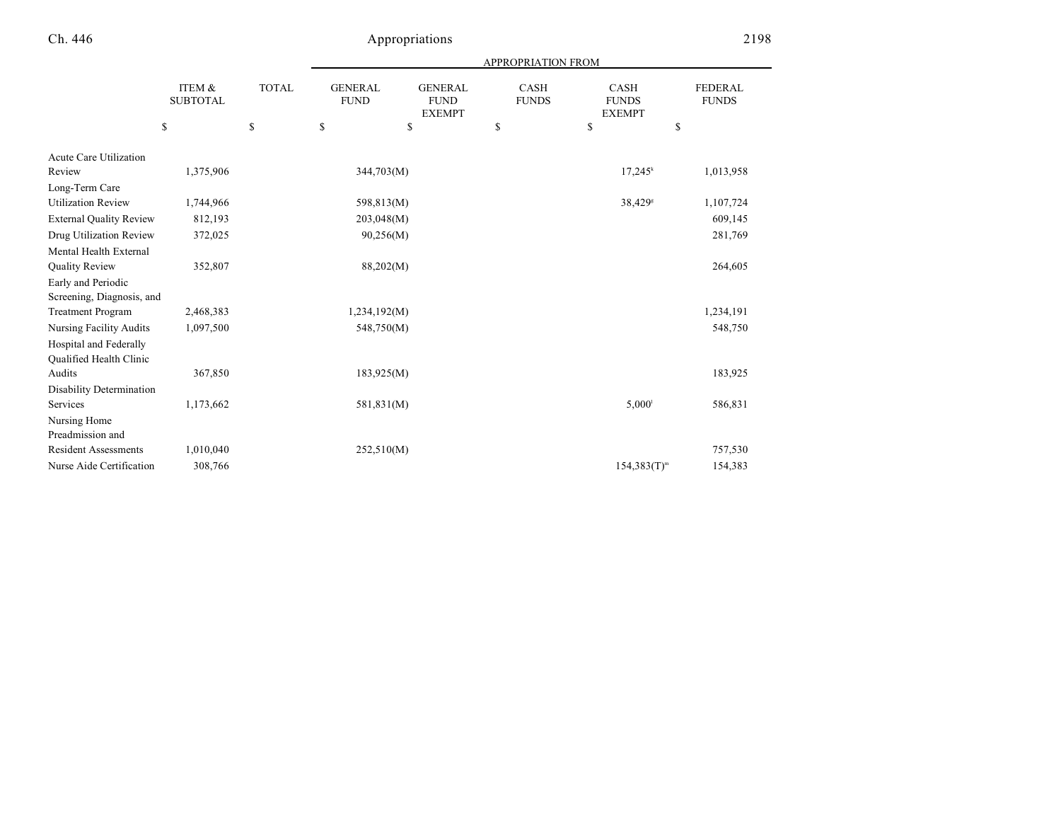| | ITEM & SUBTOTAL | TOTAL | APPROPRIATION FROM | | | | |
|---|---|---|---|---|---|---|---|
| | | | GENERAL FUND | GENERAL FUND EXEMPT | CASH FUNDS | CASH FUNDS EXEMPT | FEDERAL FUNDS |
| | $ | $ | $ | $ | $ | $ | $ |
| Acute Care Utilization Review | 1,375,906 | | 344,703(M) | | | 17,245[k] | 1,013,958 |
| Long-Term Care Utilization Review | 1,744,966 | | 598,813(M) | | | 38,429[g] | 1,107,724 |
| External Quality Review | 812,193 | | 203,048(M) | | | | 609,145 |
| Drug Utilization Review | 372,025 | | 90,256(M) | | | | 281,769 |
| Mental Health External Quality Review | 352,807 | | 88,202(M) | | | | 264,605 |
| Early and Periodic Screening, Diagnosis, and Treatment Program | 2,468,383 | | 1,234,192(M) | | | | 1,234,191 |
| Nursing Facility Audits | 1,097,500 | | 548,750(M) | | | | 548,750 |
| Hospital and Federally Qualified Health Clinic Audits | 367,850 | | 183,925(M) | | | | 183,925 |
| Disability Determination Services | 1,173,662 | | 581,831(M) | | | 5,000[l] | 586,831 |
| Nursing Home Preadmission and Resident Assessments | 1,010,040 | | 252,510(M) | | | | 757,530 |
| Nurse Aide Certification | 308,766 | | | | | 154,383(T)[m] | 154,383 |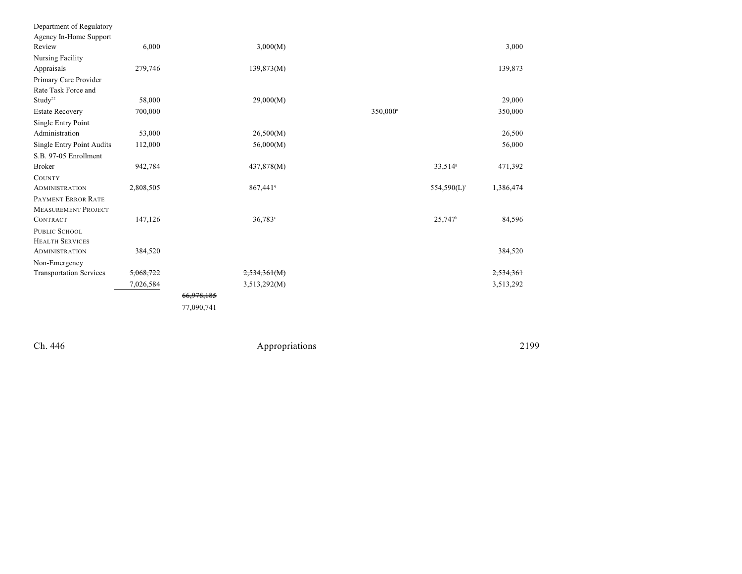| | | | | | | | |
|---|---|---|---|---|---|---|---|
| Department of Regulatory Agency In-Home Support Review | 6,000 | | 3,000(M) | | | | 3,000 |
| Nursing Facility Appraisals | 279,746 | | 139,873(M) | | | | 139,873 |
| Primary Care Provider Rate Task Force and Study[22] | 58,000 | | 29,000(M) | | | | 29,000 |
| Estate Recovery | 700,000 | | | | 350,000[n] | | 350,000 |
| Single Entry Point Administration | 53,000 | | 26,500(M) | | | | 26,500 |
| Single Entry Point Audits | 112,000 | | 56,000(M) | | | | 56,000 |
| S.B. 97-05 Enrollment Broker | 942,784 | | 437,878(M) | | | 33,514[g] | 471,392 |
| COUNTY ADMINISTRATION | 2,808,505 | | 867,441[q] | | | 554,590(L)[r] | 1,386,474 |
| PAYMENT ERROR RATE MEASUREMENT PROJECT CONTRACT | 147,126 | | 36,783[s] | | | 25,747[h] | 84,596 |
| PUBLIC SCHOOL HEALTH SERVICES ADMINISTRATION | 384,520 | | | | | | 384,520 |
| Non-Emergency Transportation Services | ~~5,068,722~~ | | ~~2,534,361(M)~~ | | | | ~~2,534,361~~ |
| | 7,026,584 | | 3,513,292(M) | | | | 3,513,292 |
| | | ~~66,978,185~~ | | | | | |
| | | 77,090,741 | | | | | |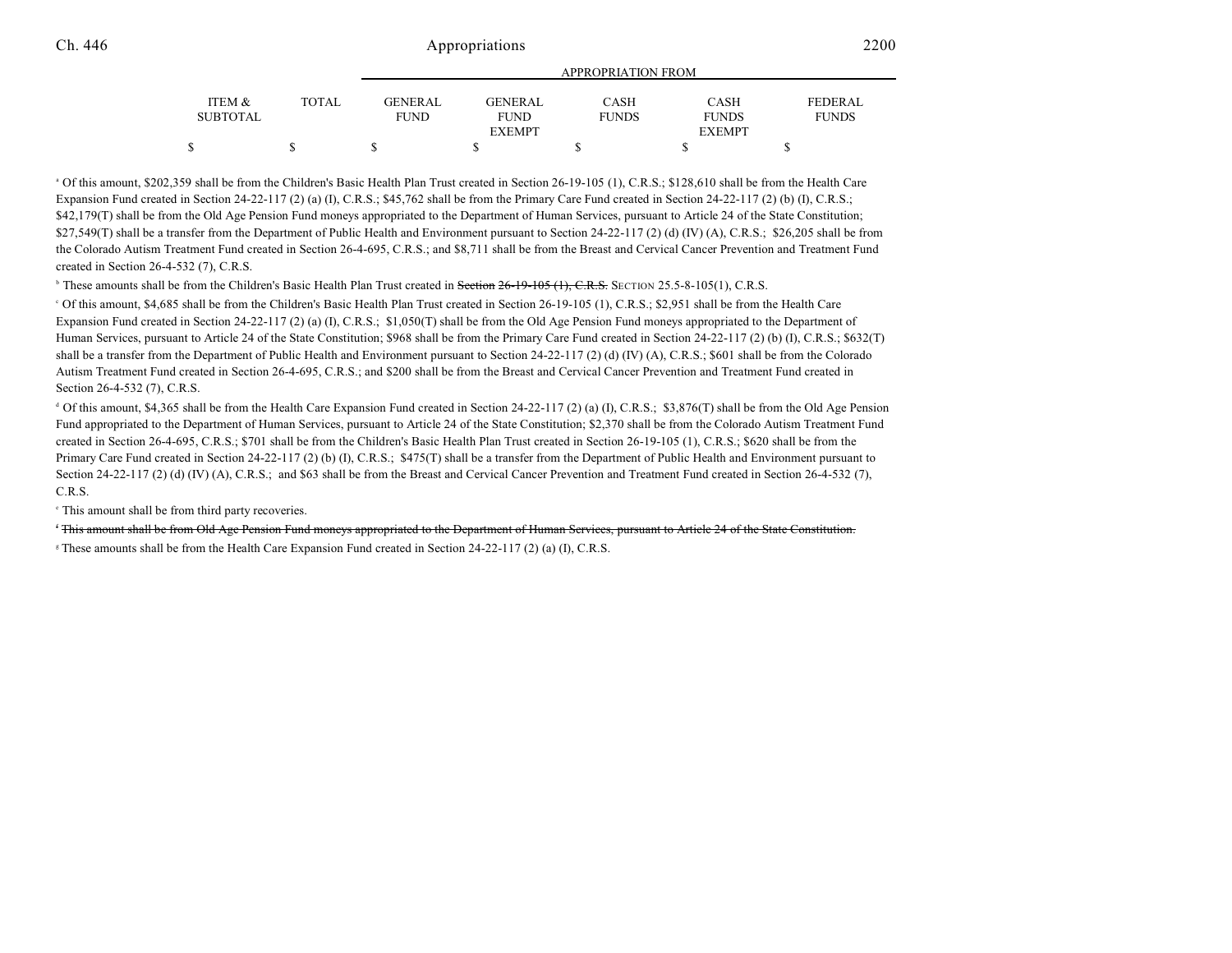| ITEM & SUBTOTAL | TOTAL | GENERAL FUND | GENERAL FUND EXEMPT | CASH FUNDS | CASH FUNDS EXEMPT | FEDERAL FUNDS |
|---|---|---|---|---|---|---|
| $ | $ | $ | $ | $ | $ | $ |

[a] Of this amount, $202,359 shall be from the Children's Basic Health Plan Trust created in Section 26-19-105 (1), C.R.S.; $128,610 shall be from the Health Care Expansion Fund created in Section 24-22-117 (2) (a) (I), C.R.S.; $45,762 shall be from the Primary Care Fund created in Section 24-22-117 (2) (b) (I), C.R.S.; $42,179(T) shall be from the Old Age Pension Fund moneys appropriated to the Department of Human Services, pursuant to Article 24 of the State Constitution; $27,549(T) shall be a transfer from the Department of Public Health and Environment pursuant to Section 24-22-117 (2) (d) (IV) (A), C.R.S.; $26,205 shall be from the Colorado Autism Treatment Fund created in Section 26-4-695, C.R.S.; and $8,711 shall be from the Breast and Cervical Cancer Prevention and Treatment Fund created in Section 26-4-532 (7), C.R.S.

[b] These amounts shall be from the Children's Basic Health Plan Trust created in ~~Section 26-19-105 (1), C.R.S.~~ SECTION 25.5-8-105(1), C.R.S.

[c] Of this amount, $4,685 shall be from the Children's Basic Health Plan Trust created in Section 26-19-105 (1), C.R.S.; $2,951 shall be from the Health Care Expansion Fund created in Section 24-22-117 (2) (a) (I), C.R.S.; $1,050(T) shall be from the Old Age Pension Fund moneys appropriated to the Department of Human Services, pursuant to Article 24 of the State Constitution; $968 shall be from the Primary Care Fund created in Section 24-22-117 (2) (b) (I), C.R.S.; $632(T) shall be a transfer from the Department of Public Health and Environment pursuant to Section 24-22-117 (2) (d) (IV) (A), C.R.S.; $601 shall be from the Colorado Autism Treatment Fund created in Section 26-4-695, C.R.S.; and $200 shall be from the Breast and Cervical Cancer Prevention and Treatment Fund created in Section 26-4-532 (7), C.R.S.

[d] Of this amount, $4,365 shall be from the Health Care Expansion Fund created in Section 24-22-117 (2) (a) (I), C.R.S.; $3,876(T) shall be from the Old Age Pension Fund appropriated to the Department of Human Services, pursuant to Article 24 of the State Constitution; $2,370 shall be from the Colorado Autism Treatment Fund created in Section 26-4-695, C.R.S.; $701 shall be from the Children's Basic Health Plan Trust created in Section 26-19-105 (1), C.R.S.; $620 shall be from the Primary Care Fund created in Section 24-22-117 (2) (b) (I), C.R.S.; $475(T) shall be a transfer from the Department of Public Health and Environment pursuant to Section 24-22-117 (2) (d) (IV) (A), C.R.S.; and $63 shall be from the Breast and Cervical Cancer Prevention and Treatment Fund created in Section 26-4-532 (7), C.R.S.

[e] This amount shall be from third party recoveries.

~~[f] This amount shall be from Old Age Pension Fund moneys appropriated to the Department of Human Services, pursuant to Article 24 of the State Constitution.~~

[g] These amounts shall be from the Health Care Expansion Fund created in Section 24-22-117 (2) (a) (I), C.R.S.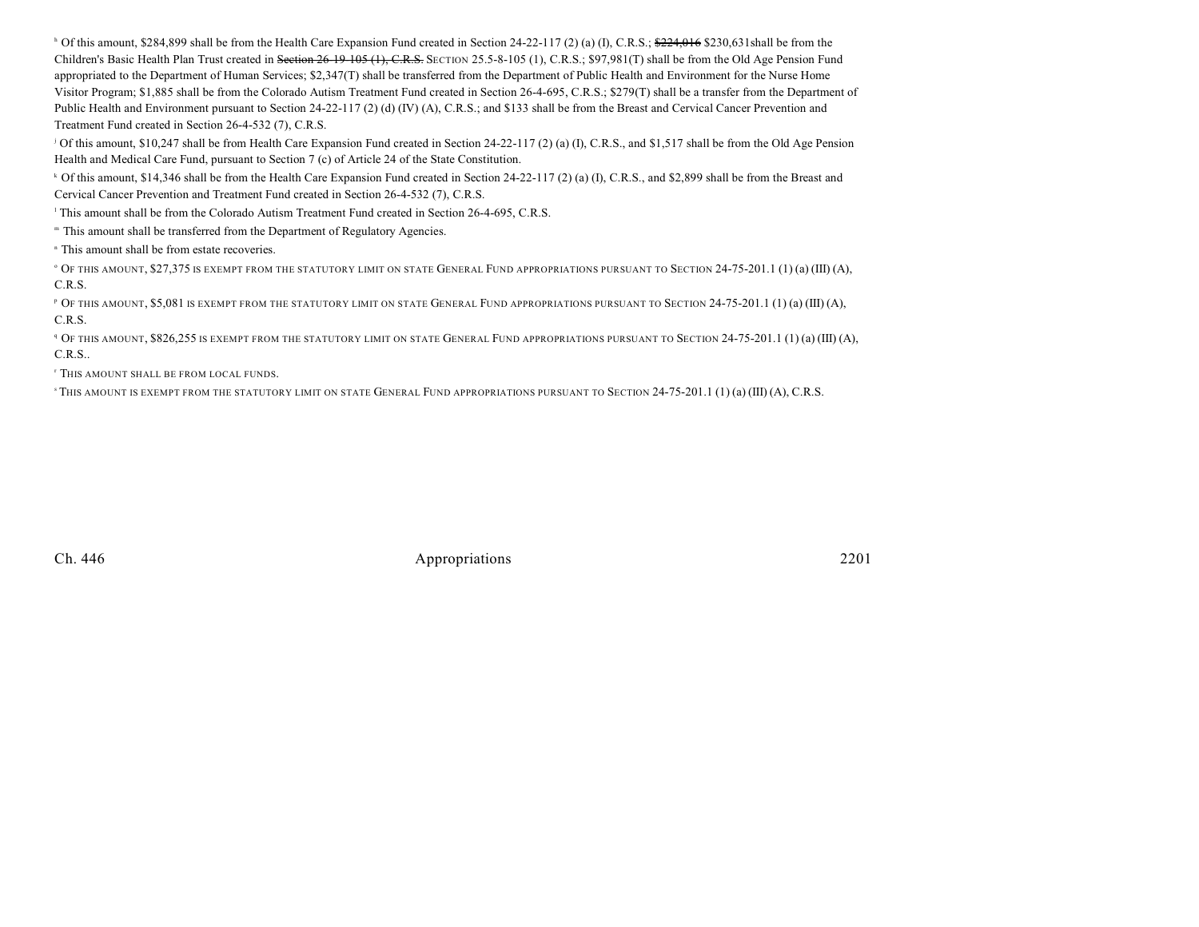[h] Of this amount, $284,899 shall be from the Health Care Expansion Fund created in Section 24-22-117 (2) (a) (I), C.R.S.; ~~$224,016~~ $230,631shall be from the Children's Basic Health Plan Trust created in ~~Section 26-19-105 (1), C.R.S.~~ SECTION 25.5-8-105 (1), C.R.S.; $97,981(T) shall be from the Old Age Pension Fund appropriated to the Department of Human Services; $2,347(T) shall be transferred from the Department of Public Health and Environment for the Nurse Home Visitor Program; $1,885 shall be from the Colorado Autism Treatment Fund created in Section 26-4-695, C.R.S.; $279(T) shall be a transfer from the Department of Public Health and Environment pursuant to Section 24-22-117 (2) (d) (IV) (A), C.R.S.; and $133 shall be from the Breast and Cervical Cancer Prevention and Treatment Fund created in Section 26-4-532 (7), C.R.S.

[j] Of this amount, $10,247 shall be from Health Care Expansion Fund created in Section 24-22-117 (2) (a) (I), C.R.S., and $1,517 shall be from the Old Age Pension Health and Medical Care Fund, pursuant to Section 7 (c) of Article 24 of the State Constitution.

[k] Of this amount, $14,346 shall be from the Health Care Expansion Fund created in Section 24-22-117 (2) (a) (I), C.R.S., and $2,899 shall be from the Breast and Cervical Cancer Prevention and Treatment Fund created in Section 26-4-532 (7), C.R.S.

[l] This amount shall be from the Colorado Autism Treatment Fund created in Section 26-4-695, C.R.S.

[m] This amount shall be transferred from the Department of Regulatory Agencies.

[n] This amount shall be from estate recoveries.

[o] OF THIS AMOUNT, $27,375 IS EXEMPT FROM THE STATUTORY LIMIT ON STATE GENERAL FUND APPROPRIATIONS PURSUANT TO SECTION 24-75-201.1 (1) (a) (III) (A), C.R.S.

[p] OF THIS AMOUNT, $5,081 IS EXEMPT FROM THE STATUTORY LIMIT ON STATE GENERAL FUND APPROPRIATIONS PURSUANT TO SECTION 24-75-201.1 (1) (a) (III) (A), C.R.S.

[q] OF THIS AMOUNT, $826,255 IS EXEMPT FROM THE STATUTORY LIMIT ON STATE GENERAL FUND APPROPRIATIONS PURSUANT TO SECTION 24-75-201.1 (1) (a) (III) (A), C.R.S..

[r] THIS AMOUNT SHALL BE FROM LOCAL FUNDS.

[s] THIS AMOUNT IS EXEMPT FROM THE STATUTORY LIMIT ON STATE GENERAL FUND APPROPRIATIONS PURSUANT TO SECTION 24-75-201.1 (1) (a) (III) (A), C.R.S.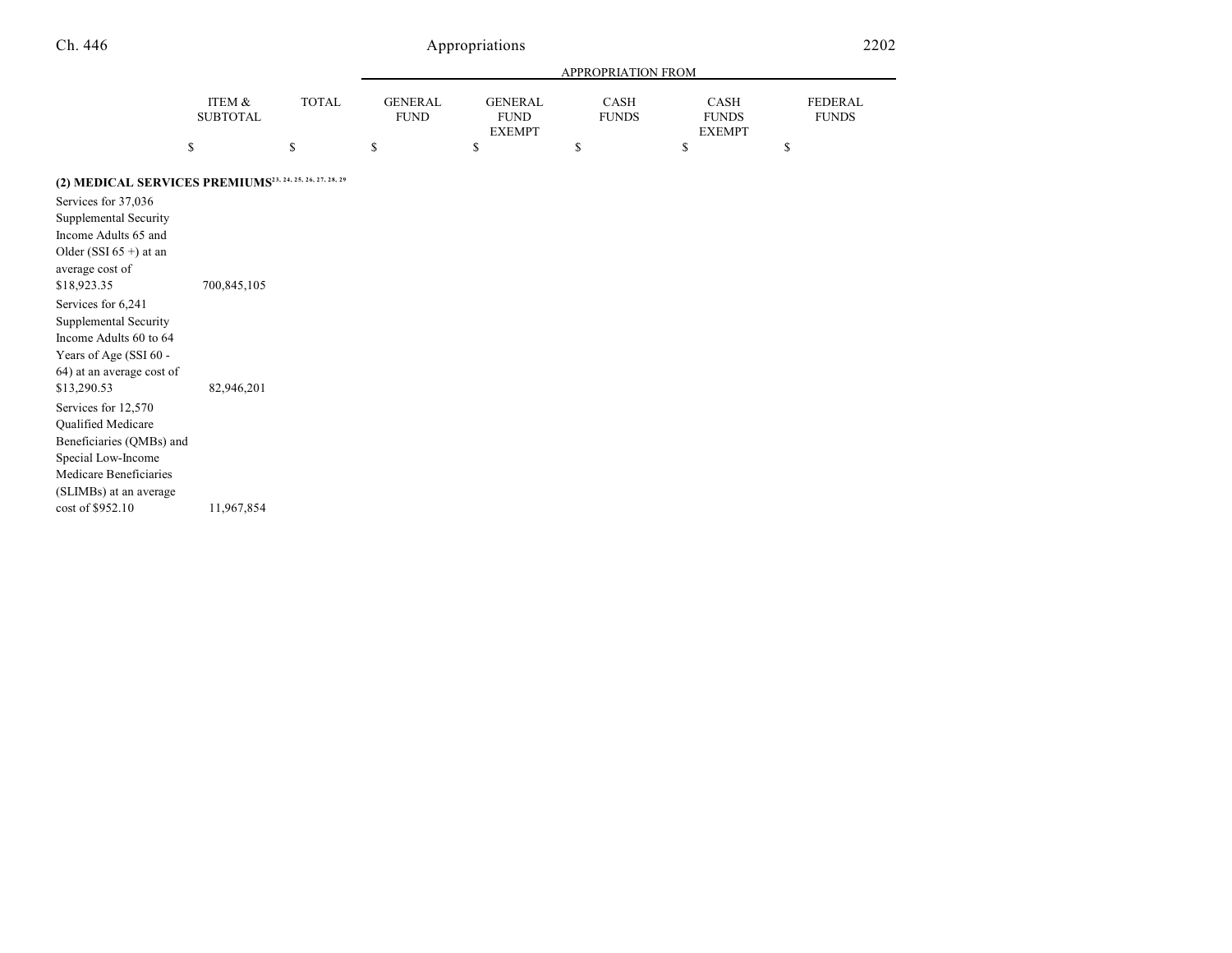| | ITEM & SUBTOTAL | TOTAL | APPROPRIATION FROM GENERAL FUND | GENERAL FUND EXEMPT | CASH FUNDS | CASH FUNDS EXEMPT | FEDERAL FUNDS |
|---|---|---|---|---|---|---|---|
| | $ | $ | $ | $ | $ | $ | $ |
| **(2) MEDICAL SERVICES PREMIUMS**[23, 24, 25, 26, 27, 28, 29] | | | | | | | |
| Services for 37,036 Supplemental Security Income Adults 65 and Older (SSI 65 +) at an average cost of $18,923.35 | 700,845,105 | | | | | | |
| Services for 6,241 Supplemental Security Income Adults 60 to 64 Years of Age (SSI 60 - 64) at an average cost of $13,290.53 | 82,946,201 | | | | | | |
| Services for 12,570 Qualified Medicare Beneficiaries (QMBs) and Special Low-Income Medicare Beneficiaries (SLIMBs) at an average cost of $952.10 | 11,967,854 | | | | | | |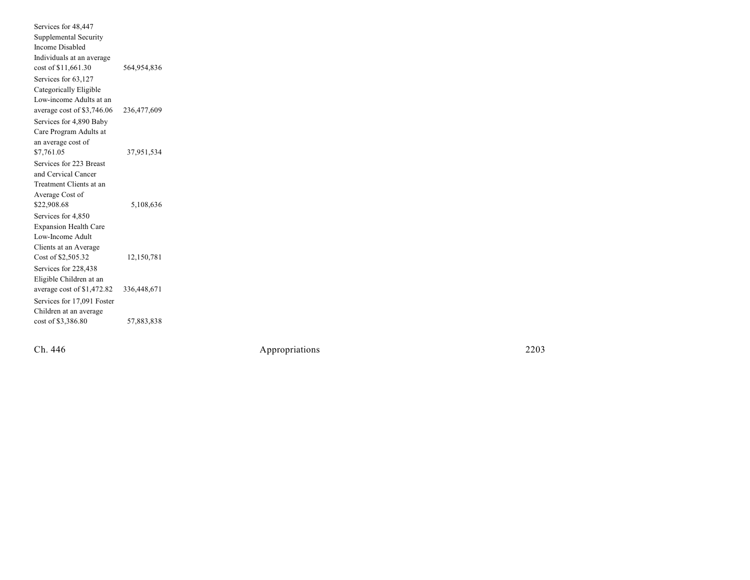| | |
|---|---|
| Services for 48,447 Supplemental Security Income Disabled Individuals at an average cost of $11,661.30 | 564,954,836 |
| Services for 63,127 Categorically Eligible Low-income Adults at an average cost of $3,746.06 | 236,477,609 |
| Services for 4,890 Baby Care Program Adults at an average cost of $7,761.05 | 37,951,534 |
| Services for 223 Breast and Cervical Cancer Treatment Clients at an Average Cost of $22,908.68 | 5,108,636 |
| Services for 4,850 Expansion Health Care Low-Income Adult Clients at an Average Cost of $2,505.32 | 12,150,781 |
| Services for 228,438 Eligible Children at an average cost of $1,472.82 | 336,448,671 |
| Services for 17,091 Foster Children at an average cost of $3,386.80 | 57,883,838 |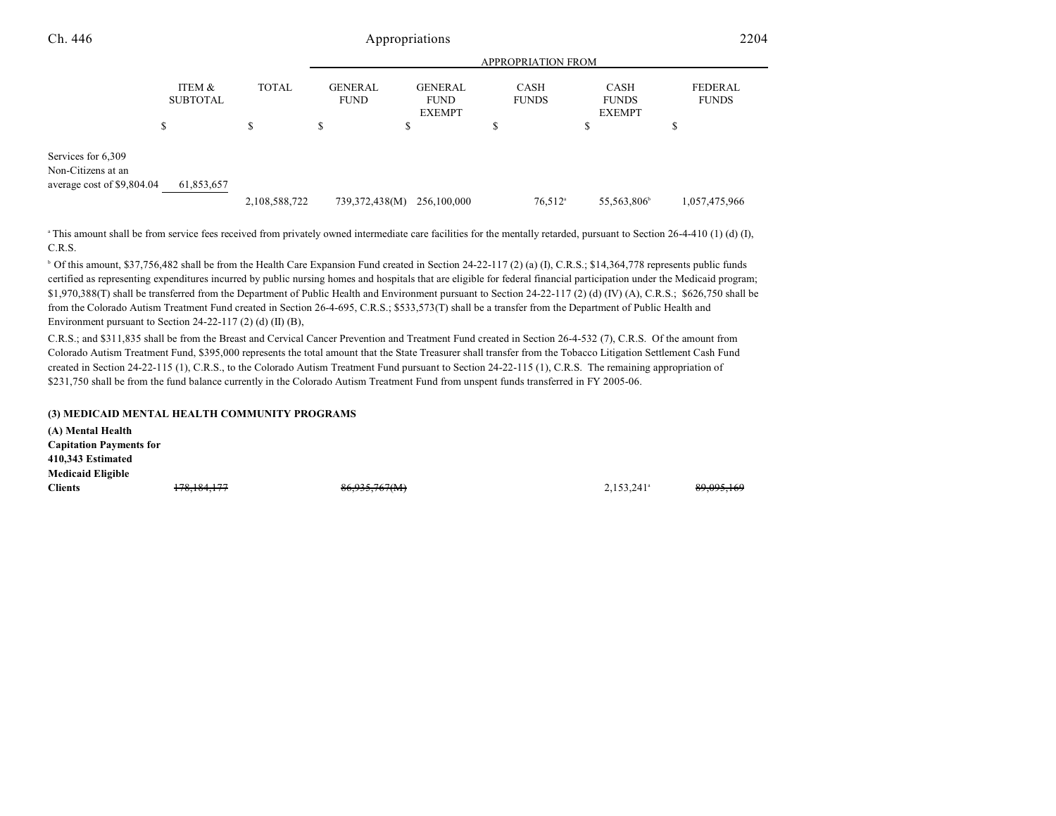| | ITEM & SUBTOTAL | TOTAL | GENERAL FUND | GENERAL FUND EXEMPT | CASH FUNDS | CASH FUNDS EXEMPT | FEDERAL FUNDS |
|---|---|---|---|---|---|---|---|
| | | | APPROPRIATION FROM | | | | |
| | $ | $ | $ | $ | $ | $ | $ |
| Services for 6,309 Non-Citizens at an average cost of $9,804.04 | 61,853,657 | | | | | | |
| | | 2,108,588,722 | 739,372,438(M) | 256,100,000 | 76,512[a] | 55,563,806[b] | 1,057,475,966 |

[a] This amount shall be from service fees received from privately owned intermediate care facilities for the mentally retarded, pursuant to Section 26-4-410 (1) (d) (I), C.R.S.

[b] Of this amount, $37,756,482 shall be from the Health Care Expansion Fund created in Section 24-22-117 (2) (a) (I), C.R.S.; $14,364,778 represents public funds certified as representing expenditures incurred by public nursing homes and hospitals that are eligible for federal financial participation under the Medicaid program; $1,970,388(T) shall be transferred from the Department of Public Health and Environment pursuant to Section 24-22-117 (2) (d) (IV) (A), C.R.S.; $626,750 shall be from the Colorado Autism Treatment Fund created in Section 26-4-695, C.R.S.; $533,573(T) shall be a transfer from the Department of Public Health and Environment pursuant to Section 24-22-117 (2) (d) (II) (B),

C.R.S.; and $311,835 shall be from the Breast and Cervical Cancer Prevention and Treatment Fund created in Section 26-4-532 (7), C.R.S. Of the amount from Colorado Autism Treatment Fund, $395,000 represents the total amount that the State Treasurer shall transfer from the Tobacco Litigation Settlement Cash Fund created in Section 24-22-115 (1), C.R.S., to the Colorado Autism Treatment Fund pursuant to Section 24-22-115 (1), C.R.S. The remaining appropriation of $231,750 shall be from the fund balance currently in the Colorado Autism Treatment Fund from unspent funds transferred in FY 2005-06.

**(3) MEDICAID MENTAL HEALTH COMMUNITY PROGRAMS**

| | ITEM & SUBTOTAL | TOTAL | GENERAL FUND | GENERAL FUND EXEMPT | CASH FUNDS | CASH FUNDS EXEMPT | FEDERAL FUNDS |
|---|---|---|---|---|---|---|---|
| **(A) Mental Health Capitation Payments for 410,343 Estimated Medicaid Eligible Clients** | ~~178,184,177~~ | | ~~86,935,767(M)~~ | | | 2,153,241[a] | ~~89,095,169~~ |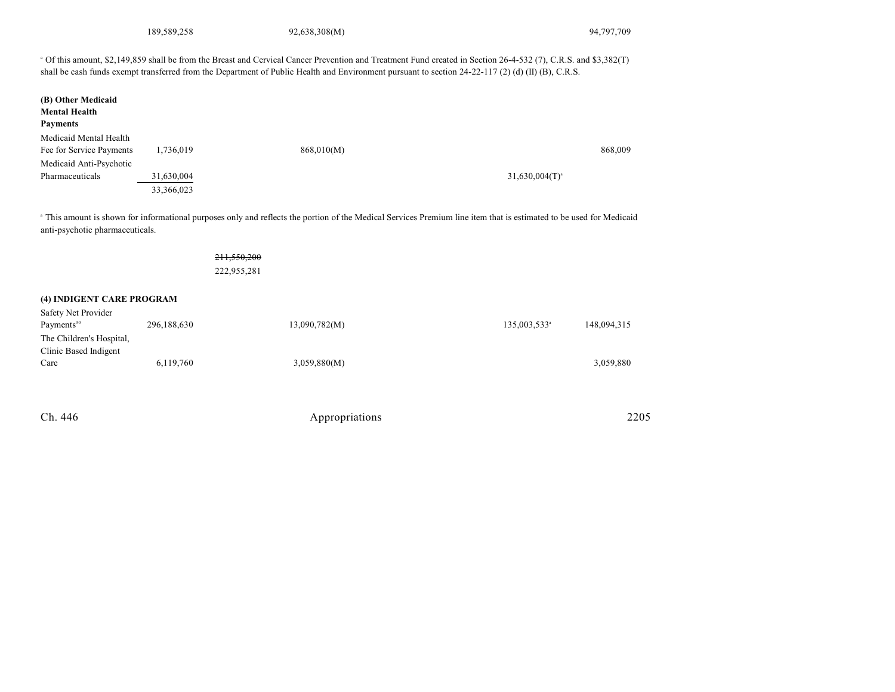| | | | | | |
|---|---|---|---|---|---|
| | 189,589,258 | | 92,638,308(M) | | 94,797,709 |

[a] Of this amount, $2,149,859 shall be from the Breast and Cervical Cancer Prevention and Treatment Fund created in Section 26-4-532 (7), C.R.S. and $3,382(T) shall be cash funds exempt transferred from the Department of Public Health and Environment pursuant to section 24-22-117 (2) (d) (II) (B), C.R.S.

| | | | | | |
|---|---|---|---|---|---|
| **(B) Other Medicaid Mental Health Payments** | | | | | |
| Medicaid Mental Health Fee for Service Payments | 1,736,019 | | 868,010(M) | | 868,009 |
| Medicaid Anti-Psychotic Pharmaceuticals | 31,630,004 | | | 31,630,004(T)[a] | |
| | 33,366,023 | | | | |

[a] This amount is shown for informational purposes only and reflects the portion of the Medical Services Premium line item that is estimated to be used for Medicaid anti-psychotic pharmaceuticals.

| | | | | | | |
|---|---|---|---|---|---|---|
| | | ~~211,550,200~~ 222,955,281 | | | | |

| | | | | | |
|---|---|---|---|---|---|
| **(4) INDIGENT CARE PROGRAM** | | | | | |
| Safety Net Provider Payments[30] | 296,188,630 | | 13,090,782(M) | 135,003,533[a] | 148,094,315 |
| The Children's Hospital, Clinic Based Indigent Care | 6,119,760 | | 3,059,880(M) | | 3,059,880 |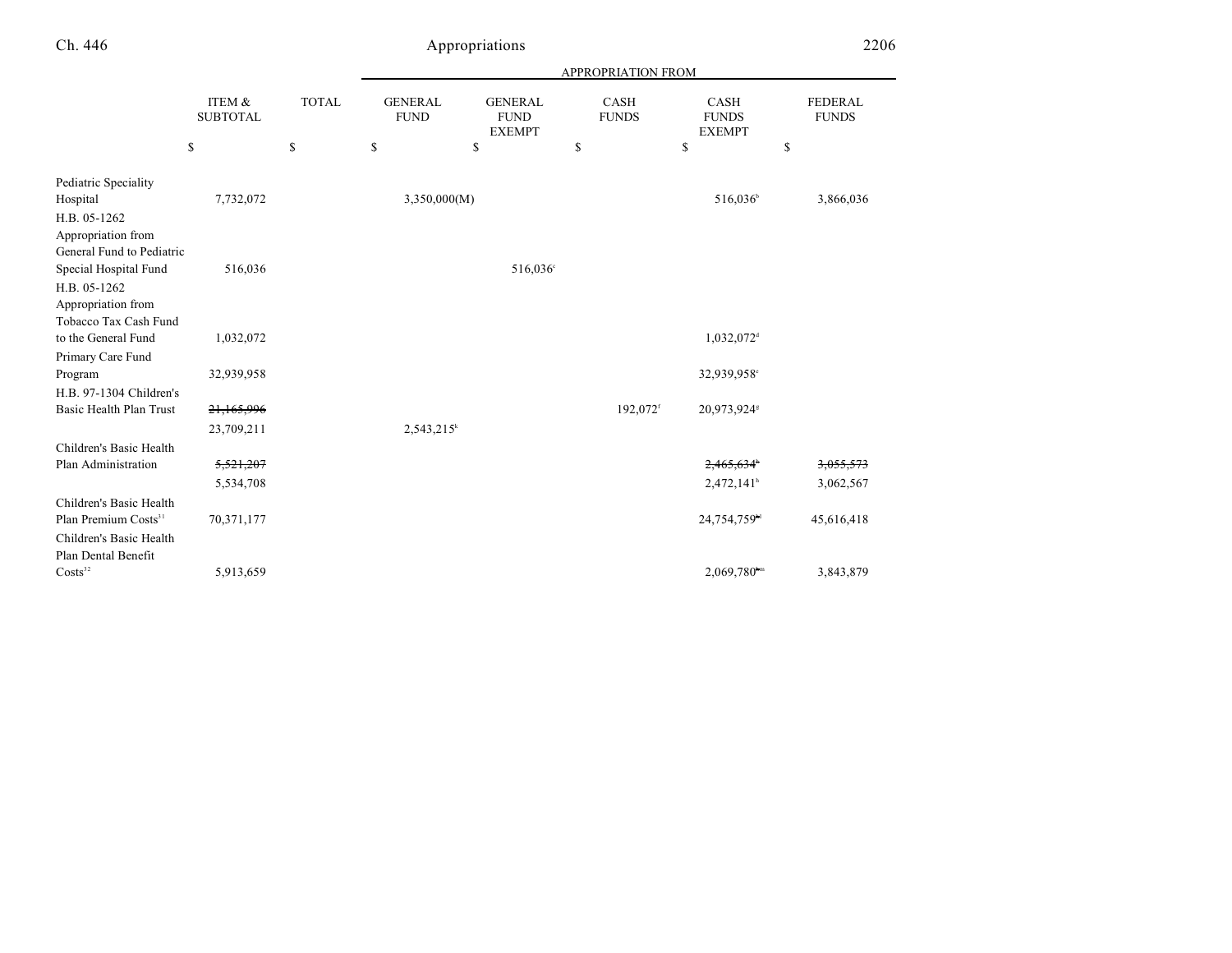| | ITEM & SUBTOTAL | TOTAL | GENERAL FUND | GENERAL FUND EXEMPT | CASH FUNDS | CASH FUNDS EXEMPT | FEDERAL FUNDS |
|---|---|---|---|---|---|---|---|
| | | | APPROPRIATION FROM | | | | |
| | $ | $ | $ | $ | $ | $ | $ |
| Pediatric Speciality Hospital | 7,732,072 | | 3,350,000(M) | | | 516,036[b] | 3,866,036 |
| H.B. 05-1262 Appropriation from General Fund to Pediatric Special Hospital Fund | 516,036 | | | 516,036[c] | | | |
| H.B. 05-1262 Appropriation from Tobacco Tax Cash Fund to the General Fund | 1,032,072 | | | | | 1,032,072[d] | |
| Primary Care Fund Program | 32,939,958 | | | | | 32,939,958[e] | |
| H.B. 97-1304 Children's Basic Health Plan Trust | ~~21,165,996~~ 23,709,211 | | 2,543,215[k] | | 192,072[f] | 20,973,924[g] | |
| Children's Basic Health Plan Administration | ~~5,521,207~~ 5,534,708 | | | | | ~~2,465,634[h]~~ 2,472,141[h] | ~~3,055,573~~ 3,062,567 |
| Children's Basic Health Plan Premium Costs[31] | 70,371,177 | | | | | 24,754,759[l] | 45,616,418 |
| Children's Basic Health Plan Dental Benefit Costs[32] | 5,913,659 | | | | | 2,069,780[m] | 3,843,879 |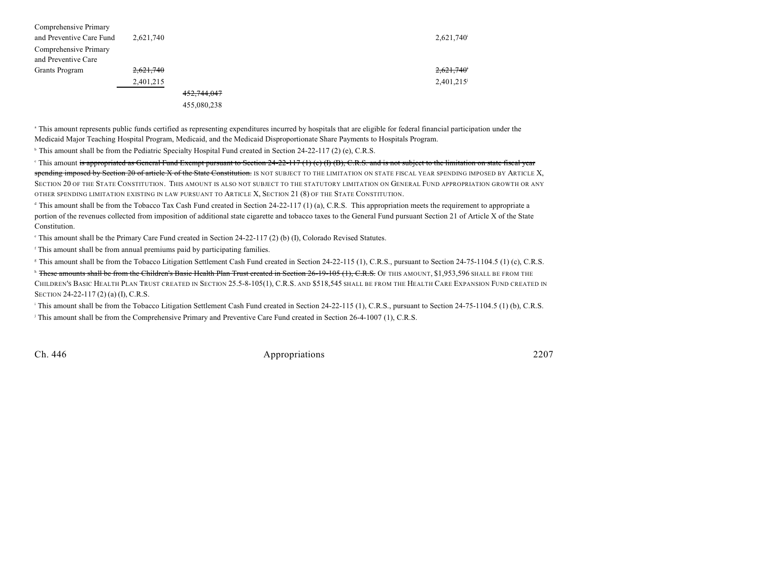| | | | |
|---|---|---|---|
| Comprehensive Primary and Preventive Care Fund | 2,621,740 | | 2,621,740[i] |
| Comprehensive Primary and Preventive Care Grants Program | ~~2,621,740~~ | | ~~2,621,740~~[i] |
| | 2,401,215 | | 2,401,215[j] |
| | | ~~452,744,047~~ | |
| | | 455,080,238 | |

[a] This amount represents public funds certified as representing expenditures incurred by hospitals that are eligible for federal financial participation under the Medicaid Major Teaching Hospital Program, Medicaid, and the Medicaid Disproportionate Share Payments to Hospitals Program.

[b] This amount shall be from the Pediatric Specialty Hospital Fund created in Section 24-22-117 (2) (e), C.R.S.

[c] This amount ~~is appropriated as General Fund Exempt pursuant to Section 24-22-117 (1) (c) (I) (B), C.R.S. and is not subject to the limitation on state fiscal year spending imposed by Section 20 of article X of the State Constitution.~~ IS NOT SUBJECT TO THE LIMITATION ON STATE FISCAL YEAR SPENDING IMPOSED BY ARTICLE X, SECTION 20 OF THE STATE CONSTITUTION. THIS AMOUNT IS ALSO NOT SUBJECT TO THE STATUTORY LIMITATION ON GENERAL FUND APPROPRIATION GROWTH OR ANY OTHER SPENDING LIMITATION EXISTING IN LAW PURSUANT TO ARTICLE X, SECTION 21 (8) OF THE STATE CONSTITUTION.

[d] This amount shall be from the Tobacco Tax Cash Fund created in Section 24-22-117 (1) (a), C.R.S. This appropriation meets the requirement to appropriate a portion of the revenues collected from imposition of additional state cigarette and tobacco taxes to the General Fund pursuant Section 21 of Article X of the State Constitution.

[e] This amount shall be the Primary Care Fund created in Section 24-22-117 (2) (b) (I), Colorado Revised Statutes.

[f] This amount shall be from annual premiums paid by participating families.

[g] This amount shall be from the Tobacco Litigation Settlement Cash Fund created in Section 24-22-115 (1), C.R.S., pursuant to Section 24-75-1104.5 (1) (c), C.R.S.

[h] ~~These amounts shall be from the Children's Basic Health Plan Trust created in Section 26-19-105 (1), C.R.S.~~ OF THIS AMOUNT, $1,953,596 SHALL BE FROM THE CHILDREN'S BASIC HEALTH PLAN TRUST CREATED IN SECTION 25.5-8-105(1), C.R.S. AND $518,545 SHALL BE FROM THE HEALTH CARE EXPANSION FUND CREATED IN SECTION 24-22-117 (2) (a) (I), C.R.S.

[i] This amount shall be from the Tobacco Litigation Settlement Cash Fund created in Section 24-22-115 (1), C.R.S., pursuant to Section 24-75-1104.5 (1) (b), C.R.S.

[j] This amount shall be from the Comprehensive Primary and Preventive Care Fund created in Section 26-4-1007 (1), C.R.S.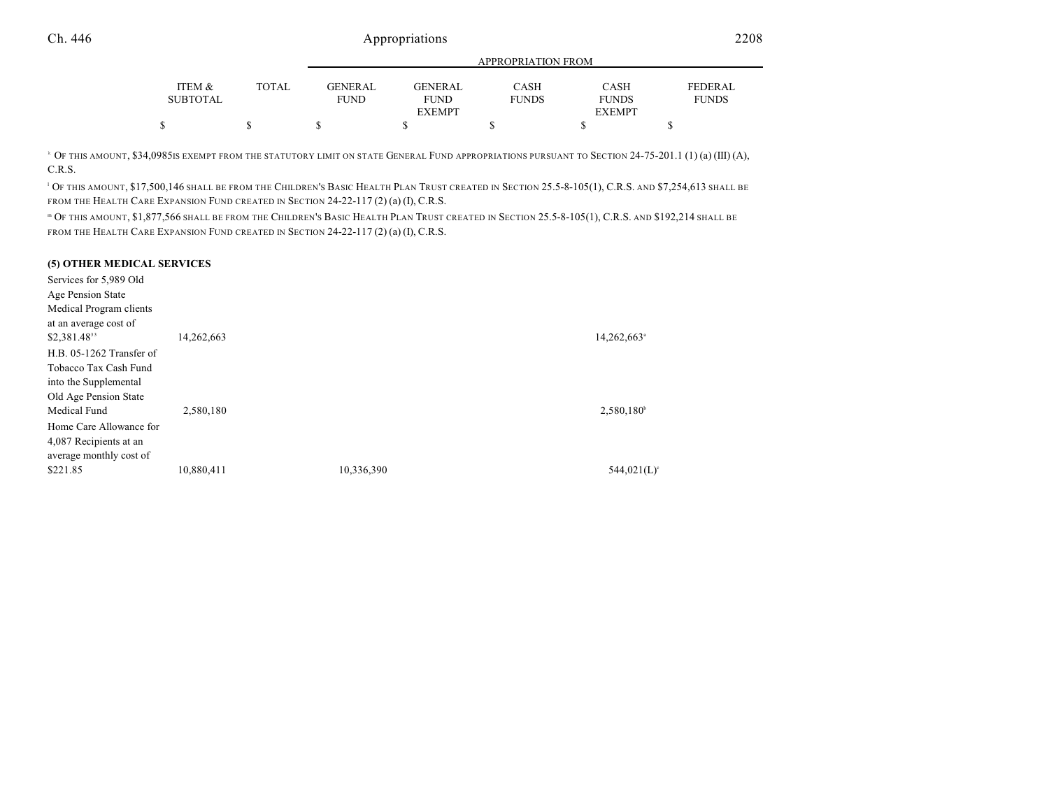| | ITEM & SUBTOTAL | TOTAL | APPROPRIATION FROM GENERAL FUND | GENERAL FUND EXEMPT | CASH FUNDS | CASH FUNDS EXEMPT | FEDERAL FUNDS |
|---|---|---|---|---|---|---|---|
| | $ | $ | $ | $ | $ | $ | $ |

[k] OF THIS AMOUNT, $34,0985IS EXEMPT FROM THE STATUTORY LIMIT ON STATE GENERAL FUND APPROPRIATIONS PURSUANT TO SECTION 24-75-201.1 (1) (a) (III) (A), C.R.S.

[l] OF THIS AMOUNT, $17,500,146 SHALL BE FROM THE CHILDREN'S BASIC HEALTH PLAN TRUST CREATED IN SECTION 25.5-8-105(1), C.R.S. AND $7,254,613 SHALL BE FROM THE HEALTH CARE EXPANSION FUND CREATED IN SECTION 24-22-117 (2) (a) (I), C.R.S.

[m] OF THIS AMOUNT, $1,877,566 SHALL BE FROM THE CHILDREN'S BASIC HEALTH PLAN TRUST CREATED IN SECTION 25.5-8-105(1), C.R.S. AND $192,214 SHALL BE FROM THE HEALTH CARE EXPANSION FUND CREATED IN SECTION 24-22-117 (2) (a) (I), C.R.S.

**(5) OTHER MEDICAL SERVICES**

| | ITEM & SUBTOTAL | TOTAL | GENERAL FUND | GENERAL FUND EXEMPT | CASH FUNDS | CASH FUNDS EXEMPT | FEDERAL FUNDS |
|---|---|---|---|---|---|---|---|
| Services for 5,989 Old Age Pension State Medical Program clients at an average cost of $2,381.48[33] | 14,262,663 | | | | | 14,262,663[a] | |
| H.B. 05-1262 Transfer of Tobacco Tax Cash Fund into the Supplemental Old Age Pension State Medical Fund | 2,580,180 | | | | | 2,580,180[b] | |
| Home Care Allowance for 4,087 Recipients at an average monthly cost of $221.85 | 10,880,411 | | 10,336,390 | | | 544,021(L)[c] | |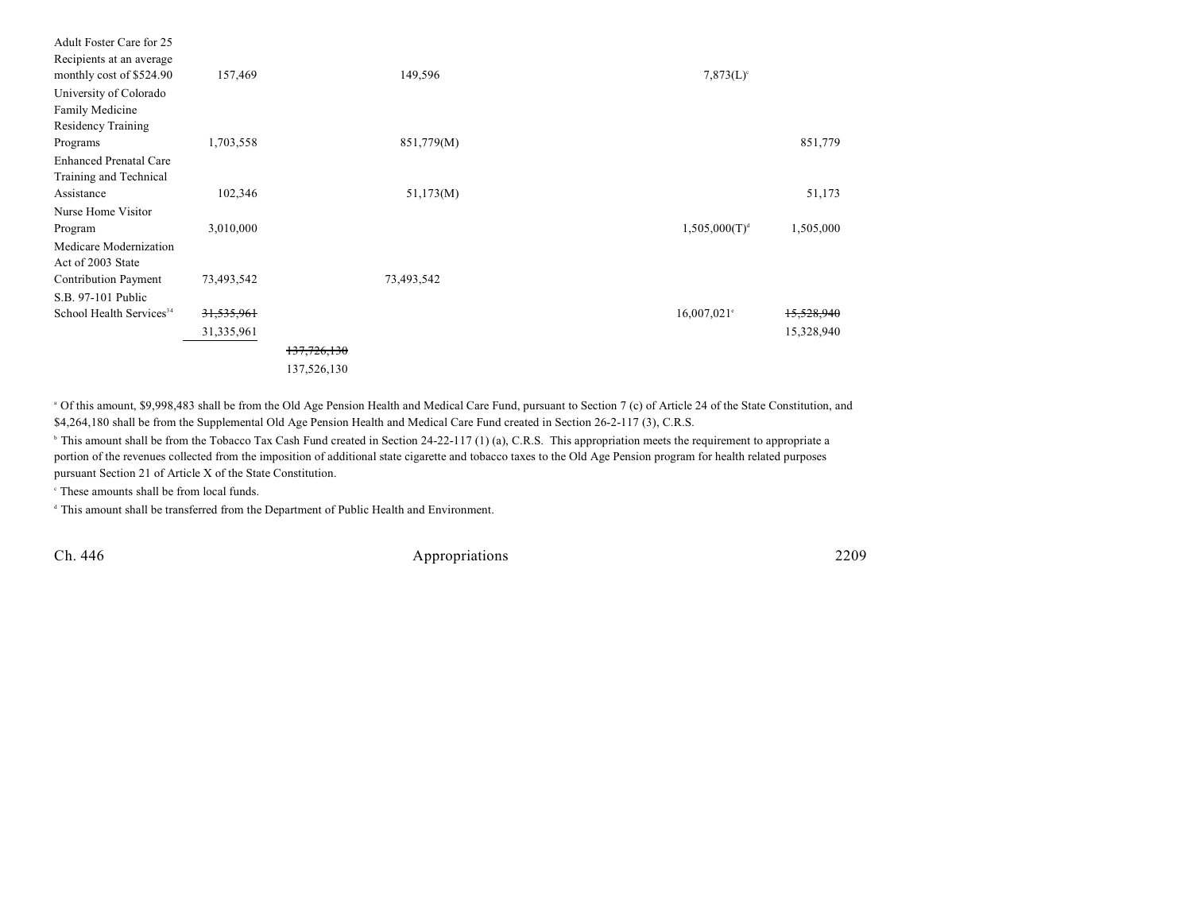| | | | | | | |
|---|---|---|---|---|---|---|
| Adult Foster Care for 25 Recipients at an average monthly cost of $524.90 | 157,469 | | 149,596 | | 7,873(L)[c] | |
| University of Colorado Family Medicine Residency Training Programs | 1,703,558 | | 851,779(M) | | | 851,779 |
| Enhanced Prenatal Care Training and Technical Assistance | 102,346 | | 51,173(M) | | | 51,173 |
| Nurse Home Visitor Program | 3,010,000 | | | | 1,505,000(T)[d] | 1,505,000 |
| Medicare Modernization Act of 2003 State Contribution Payment | 73,493,542 | | 73,493,542 | | | |
| S.B. 97-101 Public School Health Services[34] | ~~31,535,961~~ 31,335,961 | | | | 16,007,021[c] | ~~15,528,940~~ 15,328,940 |
| | | ~~137,726,130~~ 137,526,130 | | | | |

[a] Of this amount, $9,998,483 shall be from the Old Age Pension Health and Medical Care Fund, pursuant to Section 7 (c) of Article 24 of the State Constitution, and $4,264,180 shall be from the Supplemental Old Age Pension Health and Medical Care Fund created in Section 26-2-117 (3), C.R.S.

[b] This amount shall be from the Tobacco Tax Cash Fund created in Section 24-22-117 (1) (a), C.R.S. This appropriation meets the requirement to appropriate a portion of the revenues collected from the imposition of additional state cigarette and tobacco taxes to the Old Age Pension program for health related purposes pursuant Section 21 of Article X of the State Constitution.

[c] These amounts shall be from local funds.

[d] This amount shall be transferred from the Department of Public Health and Environment.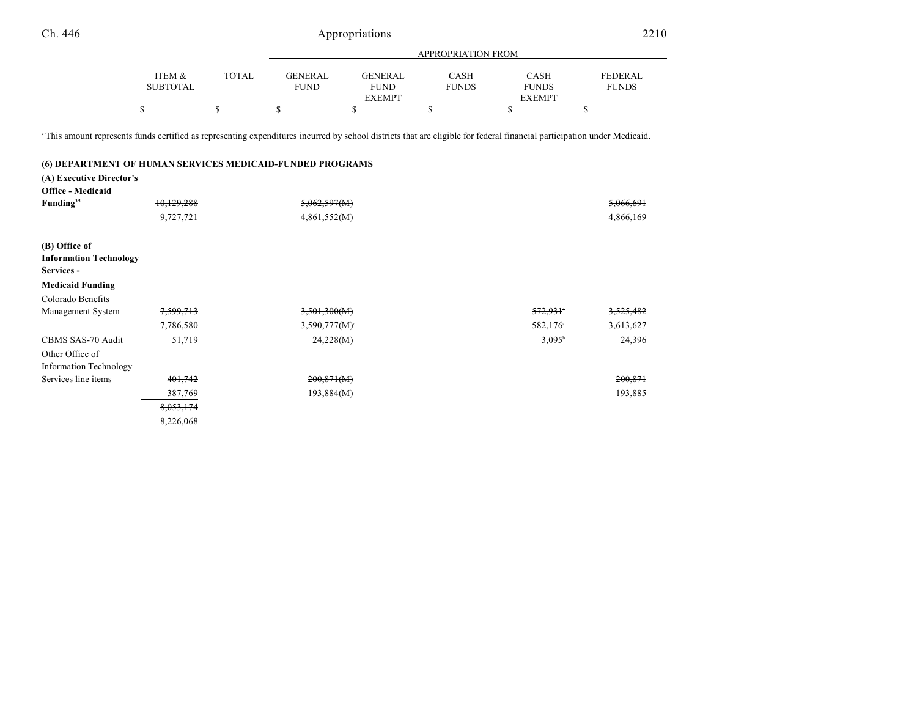| | ITEM & SUBTOTAL | TOTAL | APPROPRIATION FROM GENERAL FUND | GENERAL FUND EXEMPT | CASH FUNDS | CASH FUNDS EXEMPT | FEDERAL FUNDS |
|---|---|---|---|---|---|---|---|
| | $ | $ | $ | $ | $ | $ | $ |

[c] This amount represents funds certified as representing expenditures incurred by school districts that are eligible for federal financial participation under Medicaid.

**(6) DEPARTMENT OF HUMAN SERVICES MEDICAID-FUNDED PROGRAMS**

| | ITEM & SUBTOTAL | TOTAL | GENERAL FUND | GENERAL FUND EXEMPT | CASH FUNDS | CASH FUNDS EXEMPT | FEDERAL FUNDS |
|---|---|---|---|---|---|---|---|
| **(A) Executive Director's Office - Medicaid Funding**[35] | ~~10,129,288~~ | | ~~5,062,597(M)~~ | | | | ~~5,066,691~~ |
| | 9,727,721 | | 4,861,552(M) | | | | 4,866,169 |
| **(B) Office of Information Technology Services - Medicaid Funding** | | | | | | | |
| Colorado Benefits Management System | ~~7,599,713~~ | | ~~3,501,300(M)~~ | | | ~~572,931~~[a] | ~~3,525,482~~ |
| | 7,786,580 | | 3,590,777(M)[c] | | | 582,176[a] | 3,613,627 |
| CBMS SAS-70 Audit | 51,719 | | 24,228(M) | | | 3,095[b] | 24,396 |
| Other Office of Information Technology Services line items | ~~401,742~~ | | ~~200,871(M)~~ | | | | ~~200,871~~ |
| | 387,769 | | 193,884(M) | | | | 193,885 |
| | ~~8,053,174~~ | | | | | | |
| | 8,226,068 | | | | | | |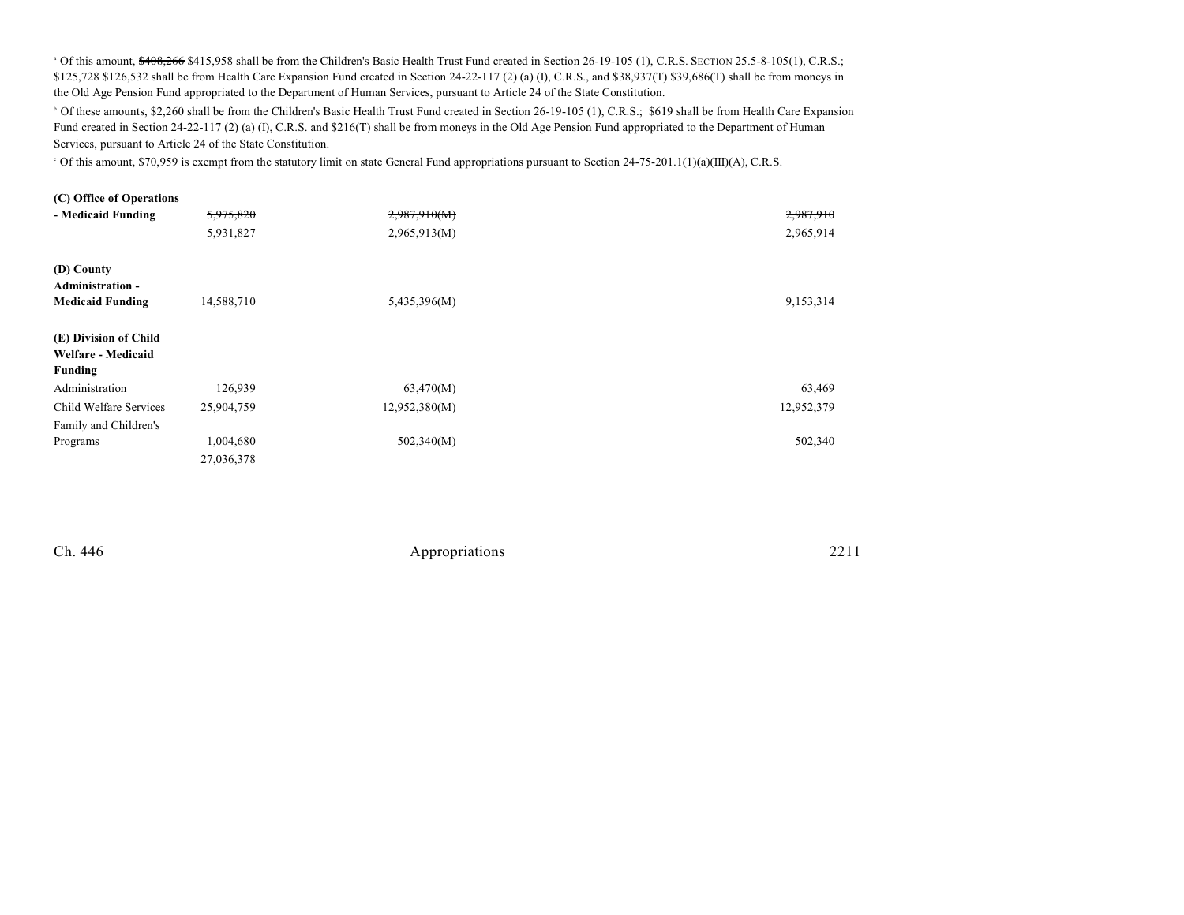[a] Of this amount, ~~$408,266~~ $415,958 shall be from the Children's Basic Health Trust Fund created in ~~Section 26-19-105 (1), C.R.S.~~ SECTION 25.5-8-105(1), C.R.S.; ~~$125,728~~ $126,532 shall be from Health Care Expansion Fund created in Section 24-22-117 (2) (a) (I), C.R.S., and ~~$38,937(T)~~ $39,686(T) shall be from moneys in the Old Age Pension Fund appropriated to the Department of Human Services, pursuant to Article 24 of the State Constitution.

[b] Of these amounts, $2,260 shall be from the Children's Basic Health Trust Fund created in Section 26-19-105 (1), C.R.S.; $619 shall be from Health Care Expansion Fund created in Section 24-22-117 (2) (a) (I), C.R.S. and $216(T) shall be from moneys in the Old Age Pension Fund appropriated to the Department of Human Services, pursuant to Article 24 of the State Constitution.

[c] Of this amount, $70,959 is exempt from the statutory limit on state General Fund appropriations pursuant to Section 24-75-201.1(1)(a)(III)(A), C.R.S.

| | | | |
|---|---|---|---|
| **(C) Office of Operations - Medicaid Funding** | ~~5,975,820~~ | ~~2,987,910(M)~~ | ~~2,987,910~~ |
| | 5,931,827 | 2,965,913(M) | 2,965,914 |
| **(D) County Administration - Medicaid Funding** | 14,588,710 | 5,435,396(M) | 9,153,314 |
| **(E) Division of Child Welfare - Medicaid Funding** | | | |
| Administration | 126,939 | 63,470(M) | 63,469 |
| Child Welfare Services | 25,904,759 | 12,952,380(M) | 12,952,379 |
| Family and Children's Programs | 1,004,680 | 502,340(M) | 502,340 |
| | 27,036,378 | | |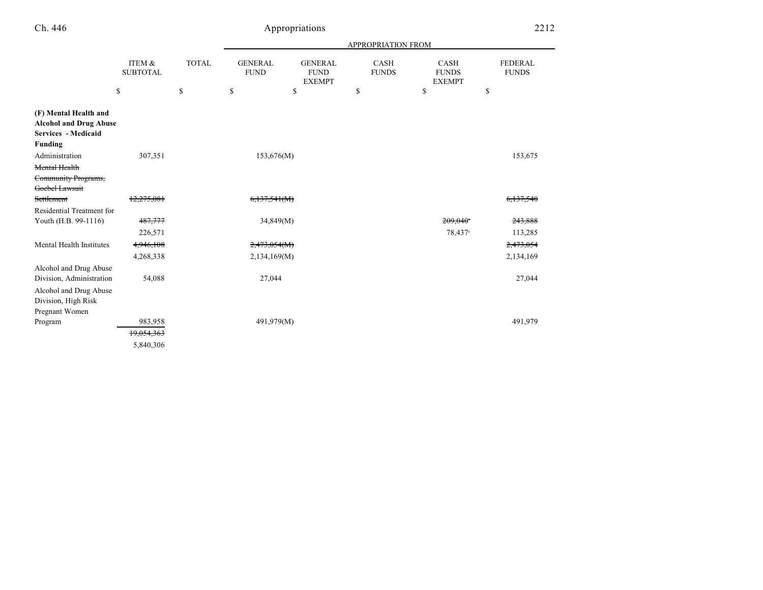| | ITEM & SUBTOTAL | TOTAL | APPROPRIATION FROM GENERAL FUND | GENERAL FUND EXEMPT | CASH FUNDS | CASH FUNDS EXEMPT | FEDERAL FUNDS |
|---|---|---|---|---|---|---|---|
| | $ | $ | $ | $ | $ | $ | $ |
| **(F) Mental Health and Alcohol and Drug Abuse Services - Medicaid Funding** | | | | | | | |
| Administration | 307,351 | | 153,676(M) | | | | 153,675 |
| ~~Mental Health Community Programs, Goebel Lawsuit Settlement~~ | ~~12,275,081~~ | | ~~6,137,541(M)~~ | | | | ~~6,137,540~~ |
| Residential Treatment for Youth (H.B. 99-1116) | ~~487,777~~ 226,571 | | 34,849(M) | | | ~~209,040~~[a] 78,437[a] | ~~243,888~~ 113,285 |
| Mental Health Institutes | ~~4,946,108~~ 4,268,338 | | ~~2,473,054(M)~~ 2,134,169(M) | | | | ~~2,473,054~~ 2,134,169 |
| Alcohol and Drug Abuse Division, Administration | 54,088 | | 27,044 | | | | 27,044 |
| Alcohol and Drug Abuse Division, High Risk Pregnant Women Program | 983,958 | | 491,979(M) | | | | 491,979 |
| | ~~19,054,363~~ 5,840,306 | | | | | | |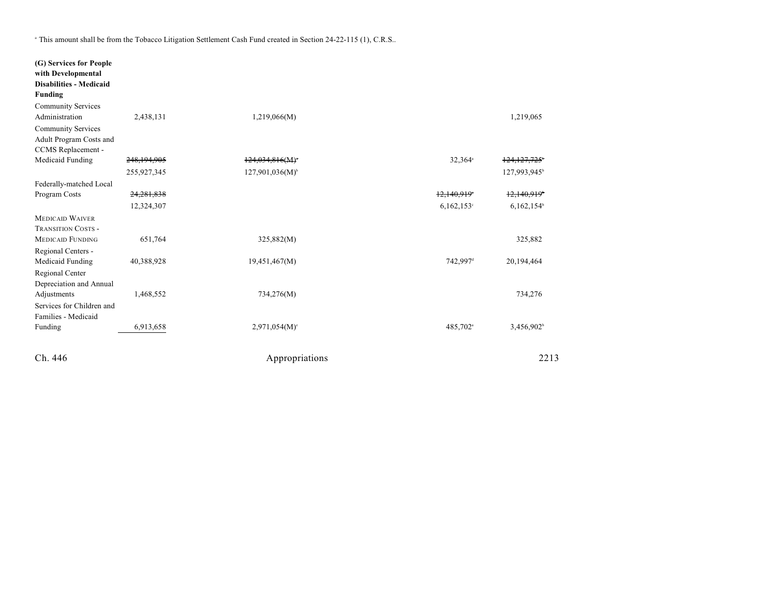[a] This amount shall be from the Tobacco Litigation Settlement Cash Fund created in Section 24-22-115 (1), C.R.S..

| | | | | | |
|---|---|---|---|---|---|
| **(G) Services for People with Developmental Disabilities - Medicaid Funding** | | | | | |
| Community Services Administration | 2,438,131 | 1,219,066(M) | | | 1,219,065 |
| Community Services Adult Program Costs and CCMS Replacement - Medicaid Funding | ~~248,194,905~~ | ~~124,034,816(M)~~[a] | | 32,364[a] | ~~124,127,725~~[b] |
| | 255,927,345 | 127,901,036(M)[b] | | | 127,993,945[b] |
| Federally-matched Local Program Costs | ~~24,281,838~~ | | | ~~12,140,919~~[c] | ~~12,140,919~~[b] |
| | 12,324,307 | | | 6,162,153[c] | 6,162,154[b] |
| MEDICAID WAIVER TRANSITION COSTS - MEDICAID FUNDING | 651,764 | 325,882(M) | | | 325,882 |
| Regional Centers - Medicaid Funding | 40,388,928 | 19,451,467(M) | | 742,997[d] | 20,194,464 |
| Regional Center Depreciation and Annual Adjustments | 1,468,552 | 734,276(M) | | | 734,276 |
| Services for Children and Families - Medicaid Funding | 6,913,658 | 2,971,054(M)[e] | | 485,702[a] | 3,456,902[b] |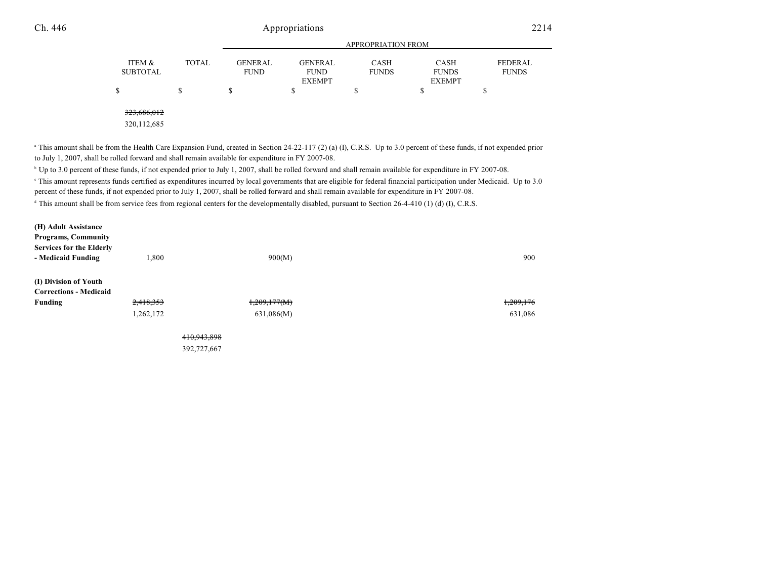| | ITEM & SUBTOTAL | TOTAL | GENERAL FUND | GENERAL FUND EXEMPT | CASH FUNDS | CASH FUNDS EXEMPT | FEDERAL FUNDS |
|---|---|---|---|---|---|---|---|
| | | | APPROPRIATION FROM | | | | |
| | $ | $ | $ | $ | $ | $ | $ |
| | ~~323,686,012~~ | | | | | | |
| | 320,112,685 | | | | | | |

[a] This amount shall be from the Health Care Expansion Fund, created in Section 24-22-117 (2) (a) (I), C.R.S. Up to 3.0 percent of these funds, if not expended prior to July 1, 2007, shall be rolled forward and shall remain available for expenditure in FY 2007-08.

[b] Up to 3.0 percent of these funds, if not expended prior to July 1, 2007, shall be rolled forward and shall remain available for expenditure in FY 2007-08.

[c] This amount represents funds certified as expenditures incurred by local governments that are eligible for federal financial participation under Medicaid. Up to 3.0 percent of these funds, if not expended prior to July 1, 2007, shall be rolled forward and shall remain available for expenditure in FY 2007-08.

[d] This amount shall be from service fees from regional centers for the developmentally disabled, pursuant to Section 26-4-410 (1) (d) (I), C.R.S.

| | ITEM & SUBTOTAL | TOTAL | GENERAL FUND | GENERAL FUND EXEMPT | CASH FUNDS | CASH FUNDS EXEMPT | FEDERAL FUNDS |
|---|---|---|---|---|---|---|---|
| **(H) Adult Assistance Programs, Community Services for the Elderly - Medicaid Funding** | 1,800 | | 900(M) | | | | 900 |
| **(I) Division of Youth Corrections - Medicaid Funding** | ~~2,418,353~~ | | ~~1,209,177(M)~~ | | | | ~~1,209,176~~ |
| | 1,262,172 | | 631,086(M) | | | | 631,086 |
| | | ~~410,943,898~~ | | | | | |
| | | 392,727,667 | | | | | |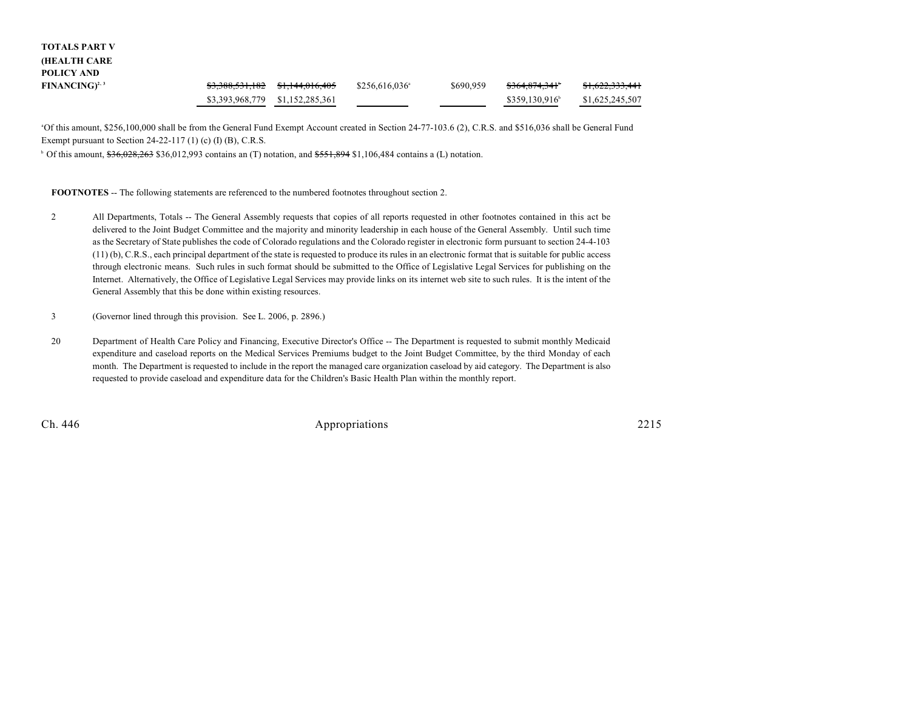| | | | | | | |
|---|---|---|---|---|---|---|
| **TOTALS PART V (HEALTH CARE POLICY AND FINANCING)**[2, 3] | ~~$3,388,531,182~~ | ~~$1,144,016,405~~ | $256,616,036[a] | $690,959 | ~~$364,874,341~~[b] | ~~$1,622,333,441~~ |
| | $3,393,968,779 | $1,152,285,361 | | | $359,130,916[b] | $1,625,245,507 |

[a] Of this amount, $256,100,000 shall be from the General Fund Exempt Account created in Section 24-77-103.6 (2), C.R.S. and $516,036 shall be General Fund Exempt pursuant to Section 24-22-117 (1) (c) (I) (B), C.R.S.

[b] Of this amount, ~~$36,028,263~~ $36,012,993 contains an (T) notation, and ~~$551,894~~ $1,106,484 contains a (L) notation.

**FOOTNOTES** -- The following statements are referenced to the numbered footnotes throughout section 2.

2 All Departments, Totals -- The General Assembly requests that copies of all reports requested in other footnotes contained in this act be delivered to the Joint Budget Committee and the majority and minority leadership in each house of the General Assembly. Until such time as the Secretary of State publishes the code of Colorado regulations and the Colorado register in electronic form pursuant to section 24-4-103 (11) (b), C.R.S., each principal department of the state is requested to produce its rules in an electronic format that is suitable for public access through electronic means. Such rules in such format should be submitted to the Office of Legislative Legal Services for publishing on the Internet. Alternatively, the Office of Legislative Legal Services may provide links on its internet web site to such rules. It is the intent of the General Assembly that this be done within existing resources.

3 (Governor lined through this provision. See L. 2006, p. 2896.)

20 Department of Health Care Policy and Financing, Executive Director's Office -- The Department is requested to submit monthly Medicaid expenditure and caseload reports on the Medical Services Premiums budget to the Joint Budget Committee, by the third Monday of each month. The Department is requested to include in the report the managed care organization caseload by aid category. The Department is also requested to provide caseload and expenditure data for the Children's Basic Health Plan within the monthly report.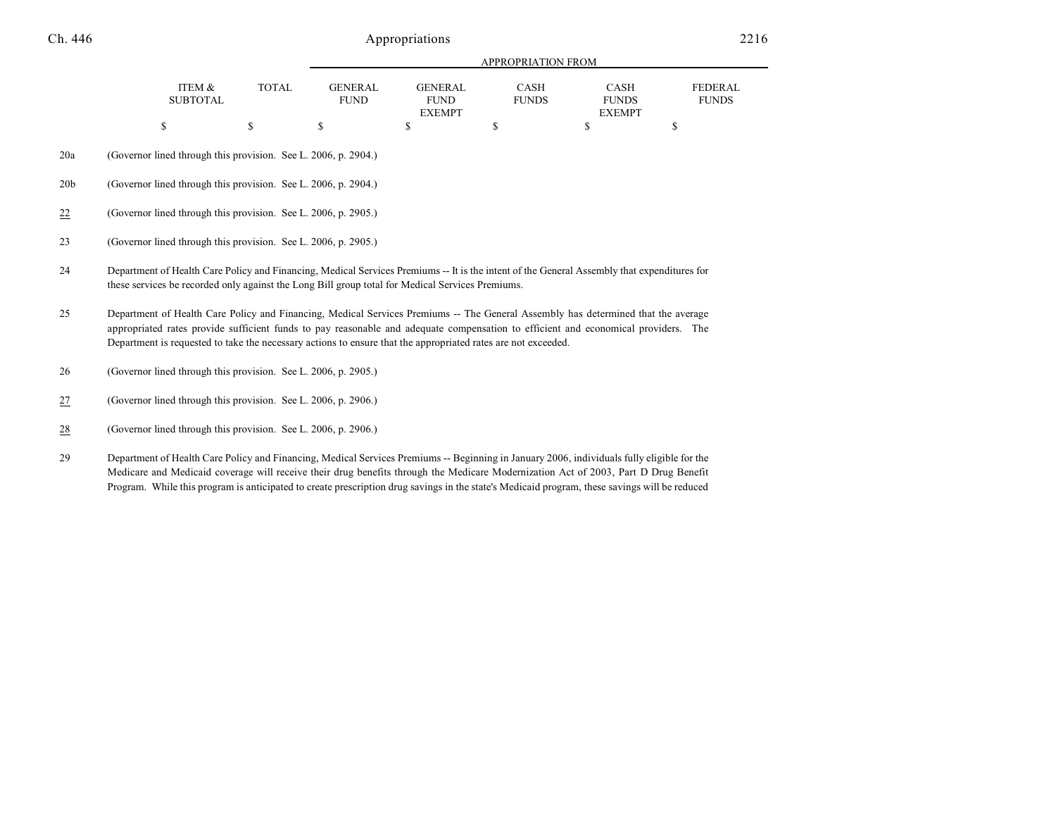| ITEM & SUBTOTAL | TOTAL | GENERAL FUND | GENERAL FUND EXEMPT | CASH FUNDS | CASH FUNDS EXEMPT | FEDERAL FUNDS |
|---|---|---|---|---|---|---|
| $ | $ | $ | $ | $ | $ | $ |

20a (Governor lined through this provision. See L. 2006, p. 2904.)

20b (Governor lined through this provision. See L. 2006, p. 2904.)

22 (Governor lined through this provision. See L. 2006, p. 2905.)

23 (Governor lined through this provision. See L. 2006, p. 2905.)

24 Department of Health Care Policy and Financing, Medical Services Premiums -- It is the intent of the General Assembly that expenditures for these services be recorded only against the Long Bill group total for Medical Services Premiums.

25 Department of Health Care Policy and Financing, Medical Services Premiums -- The General Assembly has determined that the average appropriated rates provide sufficient funds to pay reasonable and adequate compensation to efficient and economical providers. The Department is requested to take the necessary actions to ensure that the appropriated rates are not exceeded.

26 (Governor lined through this provision. See L. 2006, p. 2905.)

27 (Governor lined through this provision. See L. 2006, p. 2906.)

28 (Governor lined through this provision. See L. 2006, p. 2906.)

29 Department of Health Care Policy and Financing, Medical Services Premiums -- Beginning in January 2006, individuals fully eligible for the Medicare and Medicaid coverage will receive their drug benefits through the Medicare Modernization Act of 2003, Part D Drug Benefit Program. While this program is anticipated to create prescription drug savings in the state's Medicaid program, these savings will be reduced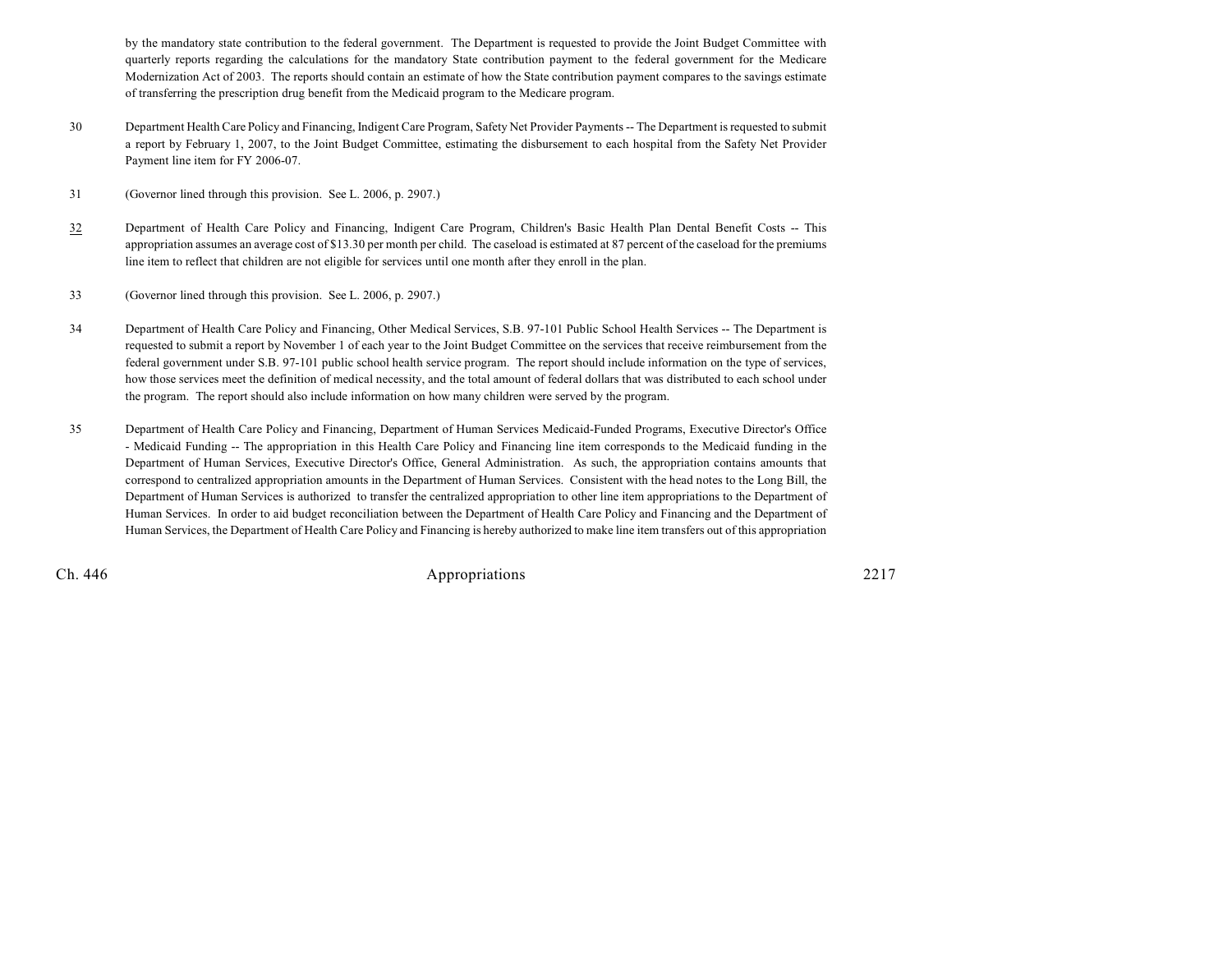by the mandatory state contribution to the federal government. The Department is requested to provide the Joint Budget Committee with quarterly reports regarding the calculations for the mandatory State contribution payment to the federal government for the Medicare Modernization Act of 2003. The reports should contain an estimate of how the State contribution payment compares to the savings estimate of transferring the prescription drug benefit from the Medicaid program to the Medicare program.

30 Department Health Care Policy and Financing, Indigent Care Program, Safety Net Provider Payments -- The Department is requested to submit a report by February 1, 2007, to the Joint Budget Committee, estimating the disbursement to each hospital from the Safety Net Provider Payment line item for FY 2006-07.

31 (Governor lined through this provision. See L. 2006, p. 2907.)

32 Department of Health Care Policy and Financing, Indigent Care Program, Children's Basic Health Plan Dental Benefit Costs -- This appropriation assumes an average cost of $13.30 per month per child. The caseload is estimated at 87 percent of the caseload for the premiums line item to reflect that children are not eligible for services until one month after they enroll in the plan.

33 (Governor lined through this provision. See L. 2006, p. 2907.)

34 Department of Health Care Policy and Financing, Other Medical Services, S.B. 97-101 Public School Health Services -- The Department is requested to submit a report by November 1 of each year to the Joint Budget Committee on the services that receive reimbursement from the federal government under S.B. 97-101 public school health service program. The report should include information on the type of services, how those services meet the definition of medical necessity, and the total amount of federal dollars that was distributed to each school under the program. The report should also include information on how many children were served by the program.

35 Department of Health Care Policy and Financing, Department of Human Services Medicaid-Funded Programs, Executive Director's Office - Medicaid Funding -- The appropriation in this Health Care Policy and Financing line item corresponds to the Medicaid funding in the Department of Human Services, Executive Director's Office, General Administration. As such, the appropriation contains amounts that correspond to centralized appropriation amounts in the Department of Human Services. Consistent with the head notes to the Long Bill, the Department of Human Services is authorized to transfer the centralized appropriation to other line item appropriations to the Department of Human Services. In order to aid budget reconciliation between the Department of Health Care Policy and Financing and the Department of Human Services, the Department of Health Care Policy and Financing is hereby authorized to make line item transfers out of this appropriation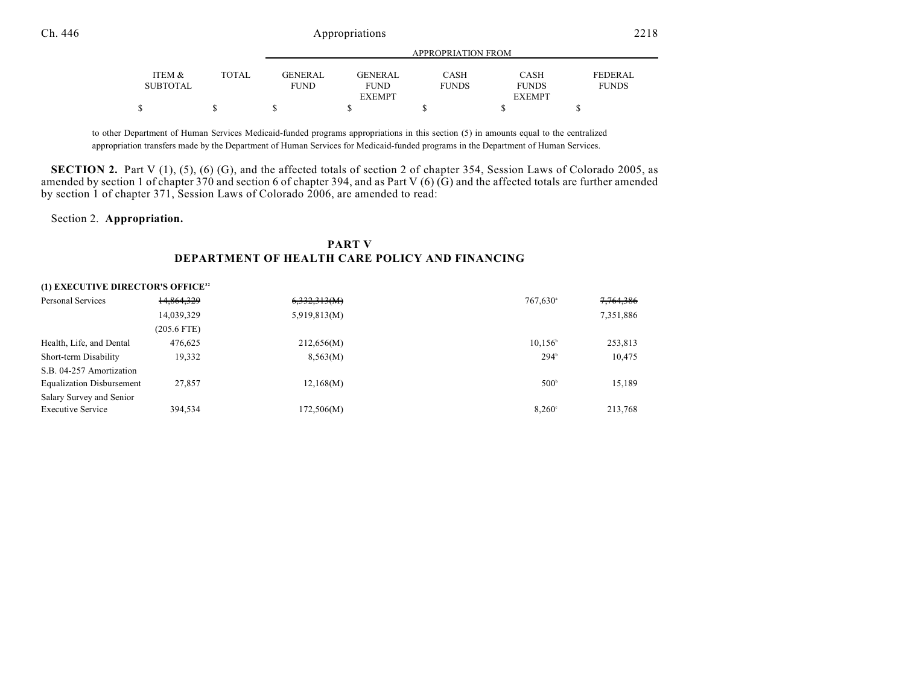| ITEM & SUBTOTAL | TOTAL | GENERAL FUND | GENERAL FUND EXEMPT | CASH FUNDS | CASH FUNDS EXEMPT | FEDERAL FUNDS |
|---|---|---|---|---|---|---|
| | | APPROPRIATION FROM | | | | |
| $ | $ | $ | $ | $ | $ | $ |

to other Department of Human Services Medicaid-funded programs appropriations in this section (5) in amounts equal to the centralized appropriation transfers made by the Department of Human Services for Medicaid-funded programs in the Department of Human Services.

**SECTION 2.** Part V (1), (5), (6) (G), and the affected totals of section 2 of chapter 354, Session Laws of Colorado 2005, as amended by section 1 of chapter 370 and section 6 of chapter 394, and as Part V (6) (G) and the affected totals are further amended by section 1 of chapter 371, Session Laws of Colorado 2006, are amended to read:

Section 2. **Appropriation.**

## PART V
## DEPARTMENT OF HEALTH CARE POLICY AND FINANCING

| | ITEM & SUBTOTAL | TOTAL | GENERAL FUND | GENERAL FUND EXEMPT | CASH FUNDS | CASH FUNDS EXEMPT | FEDERAL FUNDS |
|---|---|---|---|---|---|---|---|
| **(1) EXECUTIVE DIRECTOR'S OFFICE**[32] | | | | | | | |
| Personal Services | ~~14,864,329~~ | | ~~6,332,313(M)~~ | | | 767,630[a] | ~~7,764,386~~ |
| | 14,039,329 | | 5,919,813(M) | | | | 7,351,886 |
| | (205.6 FTE) | | | | | | |
| Health, Life, and Dental | 476,625 | | 212,656(M) | | | 10,156[b] | 253,813 |
| Short-term Disability | 19,332 | | 8,563(M) | | | 294[b] | 10,475 |
| S.B. 04-257 Amortization Equalization Disbursement | 27,857 | | 12,168(M) | | | 500[b] | 15,189 |
| Salary Survey and Senior Executive Service | 394,534 | | 172,506(M) | | | 8,260[c] | 213,768 |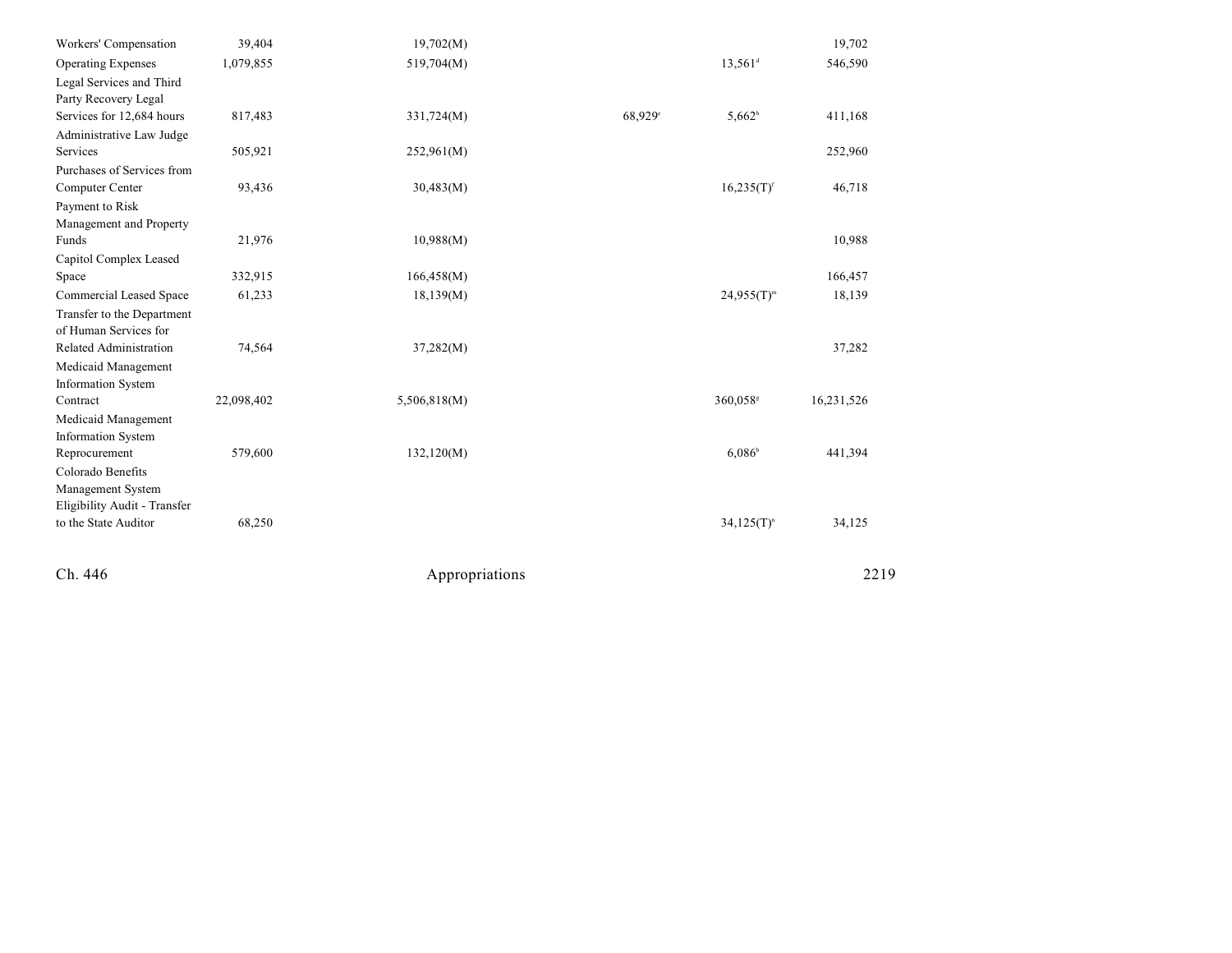| | | | | | | |
|---|---|---|---|---|---|---|
| Workers' Compensation | 39,404 | 19,702(M) | | | | 19,702 |
| Operating Expenses | 1,079,855 | 519,704(M) | | | 13,561[d] | 546,590 |
| Legal Services and Third Party Recovery Legal Services for 12,684 hours | 817,483 | 331,724(M) | | 68,929[e] | 5,662[b] | 411,168 |
| Administrative Law Judge Services | 505,921 | 252,961(M) | | | | 252,960 |
| Purchases of Services from Computer Center | 93,436 | 30,483(M) | | | 16,235(T)[f] | 46,718 |
| Payment to Risk Management and Property Funds | 21,976 | 10,988(M) | | | | 10,988 |
| Capitol Complex Leased Space | 332,915 | 166,458(M) | | | | 166,457 |
| Commercial Leased Space | 61,233 | 18,139(M) | | | 24,955(T)[m] | 18,139 |
| Transfer to the Department of Human Services for Related Administration | 74,564 | 37,282(M) | | | | 37,282 |
| Medicaid Management Information System Contract | 22,098,402 | 5,506,818(M) | | | 360,058[g] | 16,231,526 |
| Medicaid Management Information System Reprocurement | 579,600 | 132,120(M) | | | 6,086[b] | 441,394 |
| Colorado Benefits Management System Eligibility Audit - Transfer to the State Auditor | 68,250 | | | | 34,125(T)[n] | 34,125 |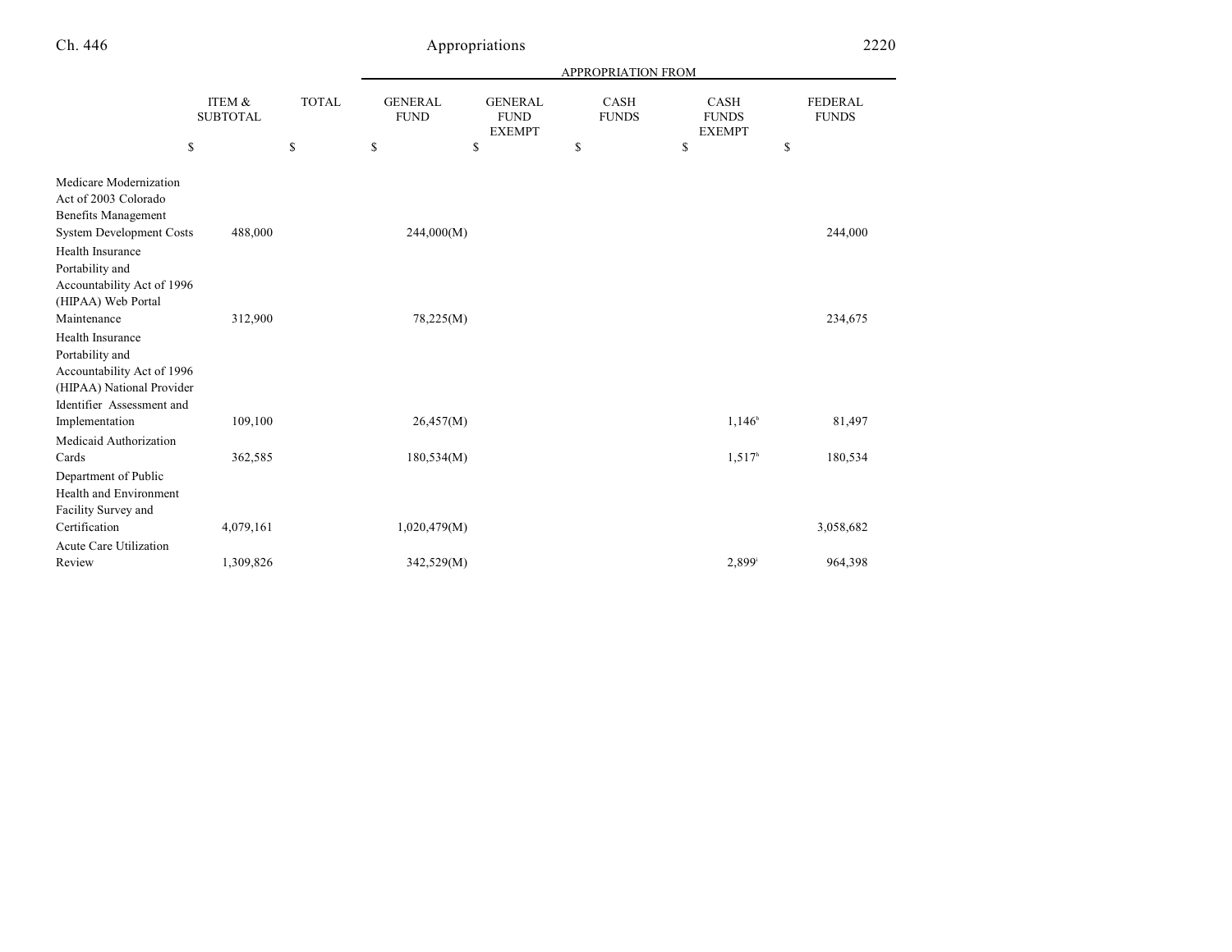| | ITEM & SUBTOTAL | TOTAL | APPROPRIATION FROM | | | | |
|---|---|---|---|---|---|---|---|
| | | | GENERAL FUND | GENERAL FUND EXEMPT | CASH FUNDS | CASH FUNDS EXEMPT | FEDERAL FUNDS |
| | $ | $ | $ | $ | $ | $ | $ |
| Medicare Modernization Act of 2003 Colorado Benefits Management System Development Costs | 488,000 | | 244,000(M) | | | | 244,000 |
| Health Insurance Portability and Accountability Act of 1996 (HIPAA) Web Portal Maintenance | 312,900 | | 78,225(M) | | | | 234,675 |
| Health Insurance Portability and Accountability Act of 1996 (HIPAA) National Provider Identifier Assessment and Implementation | 109,100 | | 26,457(M) | | | 1,146[h] | 81,497 |
| Medicaid Authorization Cards | 362,585 | | 180,534(M) | | | 1,517[h] | 180,534 |
| Department of Public Health and Environment Facility Survey and Certification | 4,079,161 | | 1,020,479(M) | | | | 3,058,682 |
| Acute Care Utilization Review | 1,309,826 | | 342,529(M) | | | 2,899[i] | 964,398 |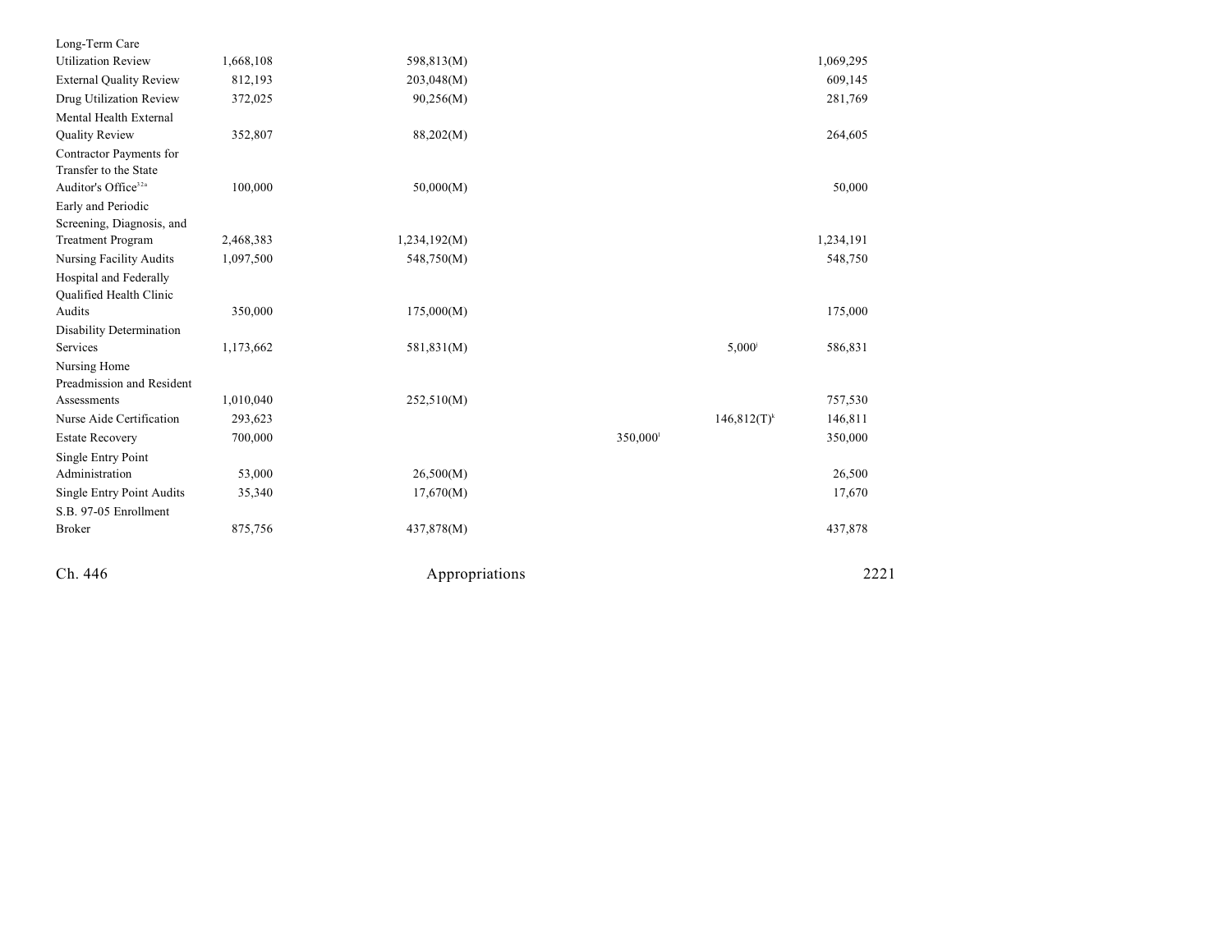| | | | | | | |
|---|---|---|---|---|---|---|
| Long-Term Care Utilization Review | 1,668,108 | 598,813(M) | | | | 1,069,295 |
| External Quality Review | 812,193 | 203,048(M) | | | | 609,145 |
| Drug Utilization Review | 372,025 | 90,256(M) | | | | 281,769 |
| Mental Health External Quality Review | 352,807 | 88,202(M) | | | | 264,605 |
| Contractor Payments for Transfer to the State Auditor's Office[32a] | 100,000 | 50,000(M) | | | | 50,000 |
| Early and Periodic Screening, Diagnosis, and Treatment Program | 2,468,383 | 1,234,192(M) | | | | 1,234,191 |
| Nursing Facility Audits | 1,097,500 | 548,750(M) | | | | 548,750 |
| Hospital and Federally Qualified Health Clinic Audits | 350,000 | 175,000(M) | | | | 175,000 |
| Disability Determination Services | 1,173,662 | 581,831(M) | | | 5,000[j] | 586,831 |
| Nursing Home Preadmission and Resident Assessments | 1,010,040 | 252,510(M) | | | | 757,530 |
| Nurse Aide Certification | 293,623 | | | | 146,812(T)[k] | 146,811 |
| Estate Recovery | 700,000 | | | 350,000[l] | | 350,000 |
| Single Entry Point Administration | 53,000 | 26,500(M) | | | | 26,500 |
| Single Entry Point Audits | 35,340 | 17,670(M) | | | | 17,670 |
| S.B. 97-05 Enrollment Broker | 875,756 | 437,878(M) | | | | 437,878 |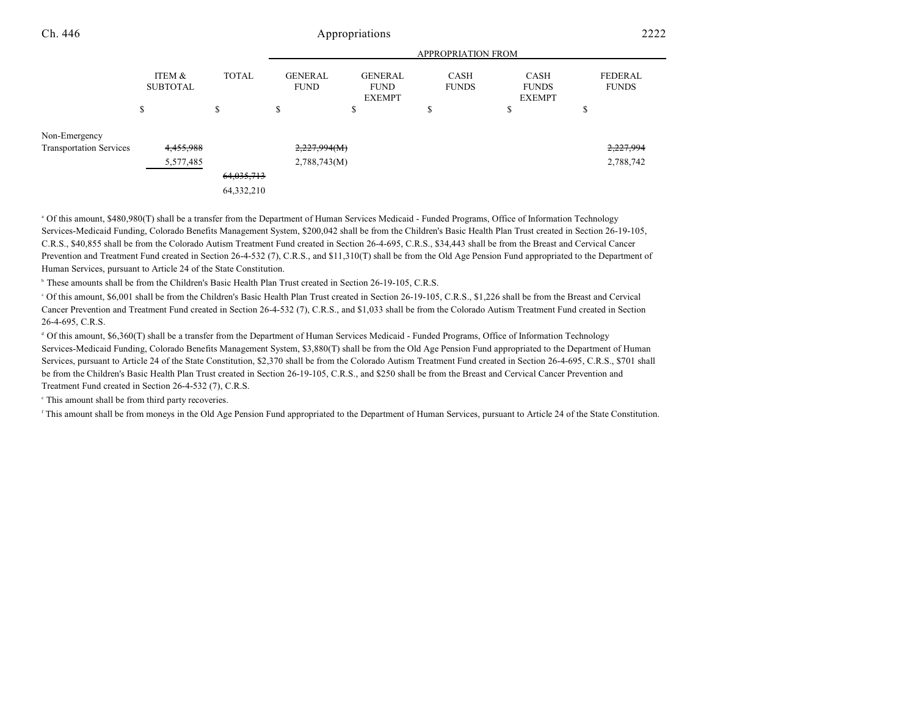| | ITEM & SUBTOTAL | TOTAL | APPROPRIATION FROM GENERAL FUND | GENERAL FUND EXEMPT | CASH FUNDS | CASH FUNDS EXEMPT | FEDERAL FUNDS |
|---|---|---|---|---|---|---|---|
| | $ | $ | $ | $ | $ | $ | $ |
| Non-Emergency Transportation Services | ~~4,455,988~~ | | ~~2,227,994(M)~~ | | | | ~~2,227,994~~ |
| | 5,577,485 | | 2,788,743(M) | | | | 2,788,742 |
| | | ~~64,035,713~~ | | | | | |
| | | 64,332,210 | | | | | |

[a] Of this amount, $480,980(T) shall be a transfer from the Department of Human Services Medicaid - Funded Programs, Office of Information Technology Services-Medicaid Funding, Colorado Benefits Management System, $200,042 shall be from the Children's Basic Health Plan Trust created in Section 26-19-105, C.R.S., $40,855 shall be from the Colorado Autism Treatment Fund created in Section 26-4-695, C.R.S., $34,443 shall be from the Breast and Cervical Cancer Prevention and Treatment Fund created in Section 26-4-532 (7), C.R.S., and $11,310(T) shall be from the Old Age Pension Fund appropriated to the Department of Human Services, pursuant to Article 24 of the State Constitution.

[b] These amounts shall be from the Children's Basic Health Plan Trust created in Section 26-19-105, C.R.S.

[c] Of this amount, $6,001 shall be from the Children's Basic Health Plan Trust created in Section 26-19-105, C.R.S., $1,226 shall be from the Breast and Cervical Cancer Prevention and Treatment Fund created in Section 26-4-532 (7), C.R.S., and $1,033 shall be from the Colorado Autism Treatment Fund created in Section 26-4-695, C.R.S.

[d] Of this amount, $6,360(T) shall be a transfer from the Department of Human Services Medicaid - Funded Programs, Office of Information Technology Services-Medicaid Funding, Colorado Benefits Management System, $3,880(T) shall be from the Old Age Pension Fund appropriated to the Department of Human Services, pursuant to Article 24 of the State Constitution, $2,370 shall be from the Colorado Autism Treatment Fund created in Section 26-4-695, C.R.S., $701 shall be from the Children's Basic Health Plan Trust created in Section 26-19-105, C.R.S., and $250 shall be from the Breast and Cervical Cancer Prevention and Treatment Fund created in Section 26-4-532 (7), C.R.S.

[e] This amount shall be from third party recoveries.

[f] This amount shall be from moneys in the Old Age Pension Fund appropriated to the Department of Human Services, pursuant to Article 24 of the State Constitution.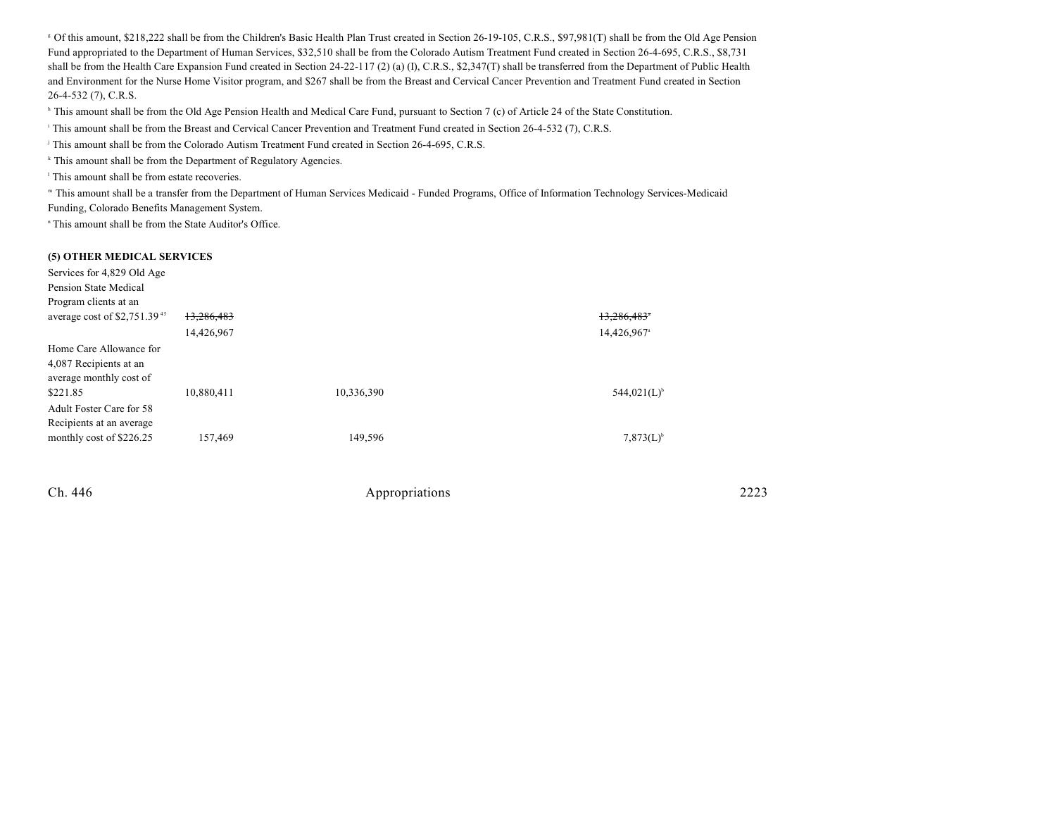[g] Of this amount, $218,222 shall be from the Children's Basic Health Plan Trust created in Section 26-19-105, C.R.S., $97,981(T) shall be from the Old Age Pension Fund appropriated to the Department of Human Services, $32,510 shall be from the Colorado Autism Treatment Fund created in Section 26-4-695, C.R.S., $8,731 shall be from the Health Care Expansion Fund created in Section 24-22-117 (2) (a) (I), C.R.S., $2,347(T) shall be transferred from the Department of Public Health and Environment for the Nurse Home Visitor program, and $267 shall be from the Breast and Cervical Cancer Prevention and Treatment Fund created in Section 26-4-532 (7), C.R.S.

[h] This amount shall be from the Old Age Pension Health and Medical Care Fund, pursuant to Section 7 (c) of Article 24 of the State Constitution.

[i] This amount shall be from the Breast and Cervical Cancer Prevention and Treatment Fund created in Section 26-4-532 (7), C.R.S.

[j] This amount shall be from the Colorado Autism Treatment Fund created in Section 26-4-695, C.R.S.

[k] This amount shall be from the Department of Regulatory Agencies.

[l] This amount shall be from estate recoveries.

[m] This amount shall be a transfer from the Department of Human Services Medicaid - Funded Programs, Office of Information Technology Services-Medicaid Funding, Colorado Benefits Management System.

[n] This amount shall be from the State Auditor's Office.

**(5) OTHER MEDICAL SERVICES**

| | | | |
|---|---|---|---|
| Services for 4,829 Old Age Pension State Medical Program clients at an average cost of $2,751.39[45] | ~~13,286,483~~ 14,426,967 | | ~~13,286,483[a]~~ 14,426,967[a] |
| Home Care Allowance for 4,087 Recipients at an average monthly cost of $221.85 | 10,880,411 | 10,336,390 | 544,021(L)[b] |
| Adult Foster Care for 58 Recipients at an average monthly cost of $226.25 | 157,469 | 149,596 | 7,873(L)[b] |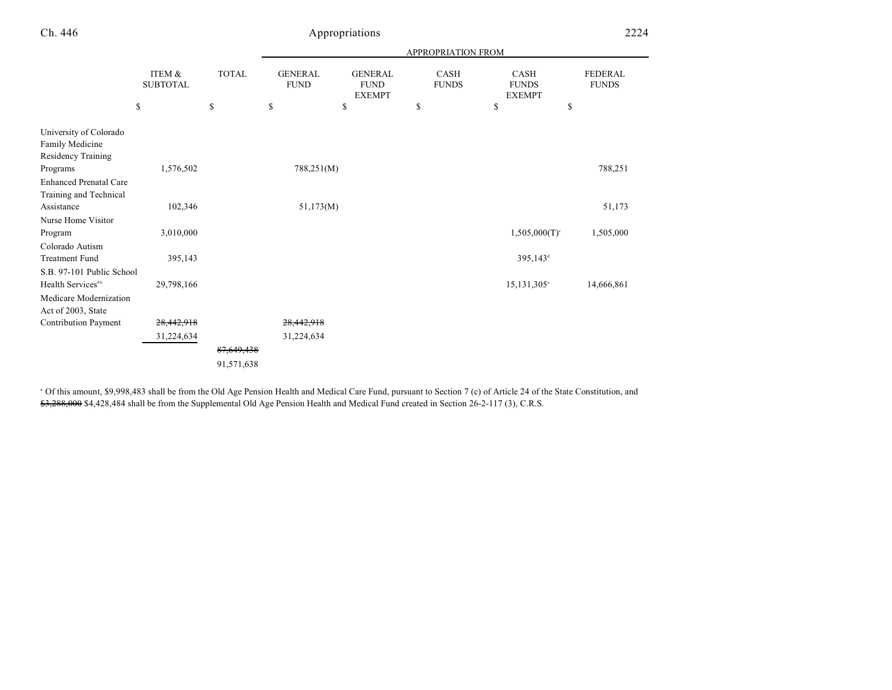| | ITEM & SUBTOTAL | TOTAL | GENERAL FUND | GENERAL FUND EXEMPT | CASH FUNDS | CASH FUNDS EXEMPT | FEDERAL FUNDS |
|---|---|---|---|---|---|---|---|
| | | | APPROPRIATION FROM | | | | |
| | $ | $ | $ | $ | $ | $ | $ |
| University of Colorado Family Medicine Residency Training Programs | 1,576,502 | | 788,251(M) | | | | 788,251 |
| Enhanced Prenatal Care Training and Technical Assistance | 102,346 | | 51,173(M) | | | | 51,173 |
| Nurse Home Visitor Program | 3,010,000 | | | | | 1,505,000(T)[c] | 1,505,000 |
| Colorado Autism Treatment Fund | 395,143 | | | | | 395,143[d] | |
| S.B. 97-101 Public School Health Services[46] | 29,798,166 | | | | | 15,131,305[e] | 14,666,861 |
| Medicare Modernization Act of 2003, State Contribution Payment | ~~28,442,918~~ 31,224,634 | | ~~28,442,918~~ 31,224,634 | | | | |
| | | ~~87,649,438~~ 91,571,638 | | | | | |

[a] Of this amount, $9,998,483 shall be from the Old Age Pension Health and Medical Care Fund, pursuant to Section 7 (c) of Article 24 of the State Constitution, and ~~$3,288,000~~ $4,428,484 shall be from the Supplemental Old Age Pension Health and Medical Fund created in Section 26-2-117 (3), C.R.S.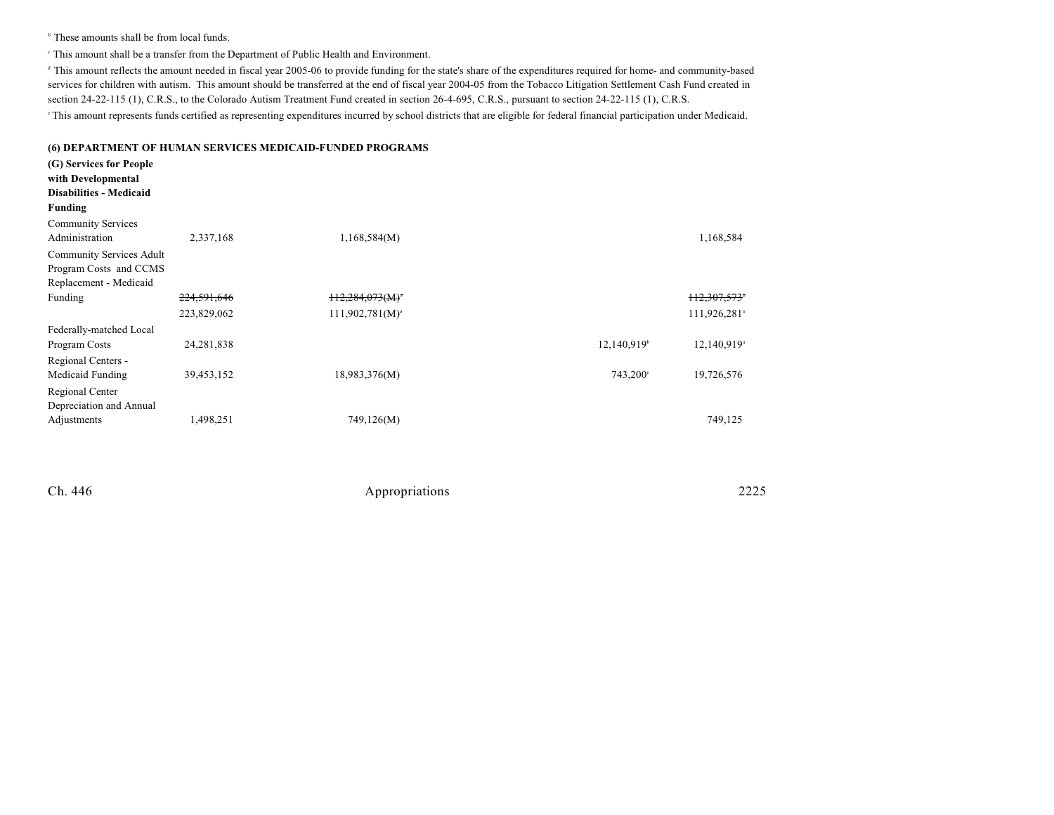[b] These amounts shall be from local funds.

[c] This amount shall be a transfer from the Department of Public Health and Environment.

[d] This amount reflects the amount needed in fiscal year 2005-06 to provide funding for the state's share of the expenditures required for home- and community-based services for children with autism. This amount should be transferred at the end of fiscal year 2004-05 from the Tobacco Litigation Settlement Cash Fund created in section 24-22-115 (1), C.R.S., to the Colorado Autism Treatment Fund created in section 26-4-695, C.R.S., pursuant to section 24-22-115 (1), C.R.S.

[e] This amount represents funds certified as representing expenditures incurred by school districts that are eligible for federal financial participation under Medicaid.

**(6) DEPARTMENT OF HUMAN SERVICES MEDICAID-FUNDED PROGRAMS**

| **(G) Services for People with Developmental Disabilities - Medicaid Funding** | | | | | |
|---|---|---|---|---|---|
| Community Services Administration | 2,337,168 | 1,168,584(M) | | | 1,168,584 |
| Community Services Adult Program Costs and CCMS Replacement - Medicaid Funding | ~~224,591,646~~ | ~~112,284,073(M)~~[a] | | | ~~112,307,573~~[a] |
| | 223,829,062 | 111,902,781(M)[a] | | | 111,926,281[a] |
| Federally-matched Local Program Costs | 24,281,838 | | | 12,140,919[b] | 12,140,919[a] |
| Regional Centers - Medicaid Funding | 39,453,152 | 18,983,376(M) | | 743,200[c] | 19,726,576 |
| Regional Center Depreciation and Annual Adjustments | 1,498,251 | 749,126(M) | | | 749,125 |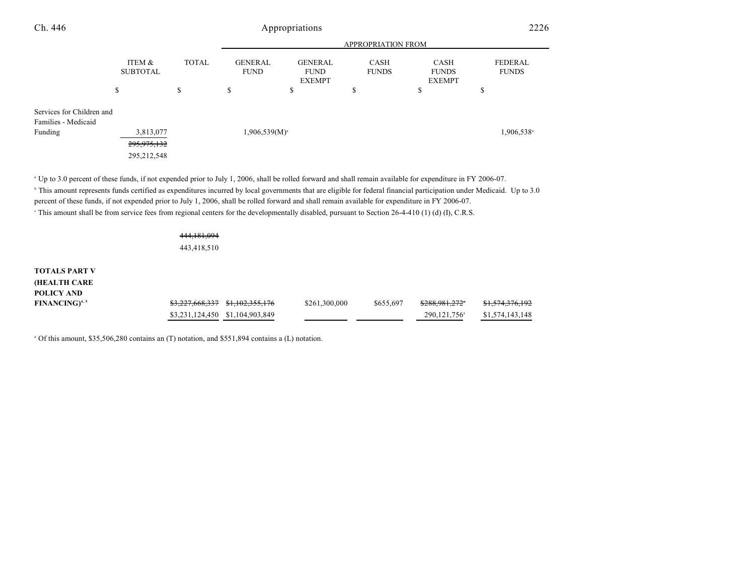| | ITEM & SUBTOTAL | TOTAL | GENERAL FUND | GENERAL FUND EXEMPT | CASH FUNDS | CASH FUNDS EXEMPT | FEDERAL FUNDS |
|---|---|---|---|---|---|---|---|
| | | | APPROPRIATION FROM | | | | |
| | $ | $ | $ | $ | $ | $ | $ |
| Services for Children and Families - Medicaid Funding | 3,813,077 | | 1,906,539(M)[a] | | | | 1,906,538[a] |
| | ~~295,975,132~~ | | | | | | |
| | 295,212,548 | | | | | | |

[a] Up to 3.0 percent of these funds, if not expended prior to July 1, 2006, shall be rolled forward and shall remain available for expenditure in FY 2006-07.

[b] This amount represents funds certified as expenditures incurred by local governments that are eligible for federal financial participation under Medicaid. Up to 3.0 percent of these funds, if not expended prior to July 1, 2006, shall be rolled forward and shall remain available for expenditure in FY 2006-07.

[c] This amount shall be from service fees from regional centers for the developmentally disabled, pursuant to Section 26-4-410 (1) (d) (I), C.R.S.

| | ITEM & SUBTOTAL | TOTAL | GENERAL FUND | GENERAL FUND EXEMPT | CASH FUNDS | CASH FUNDS EXEMPT | FEDERAL FUNDS |
|---|---|---|---|---|---|---|---|
| | | ~~444,181,094~~ | | | | | |
| | | 443,418,510 | | | | | |
| **TOTALS PART V (HEALTH CARE POLICY AND FINANCING)**[4, 5] | | ~~$3,227,668,337~~ | ~~$1,102,355,176~~ | $261,300,000 | $655,697 | ~~$288,981,272~~[a] | ~~$1,574,376,192~~ |
| | | $3,231,124,450 | $1,104,903,849 | | | 290,121,756[a] | $1,574,143,148 |

[a] Of this amount, $35,506,280 contains an (T) notation, and $551,894 contains a (L) notation.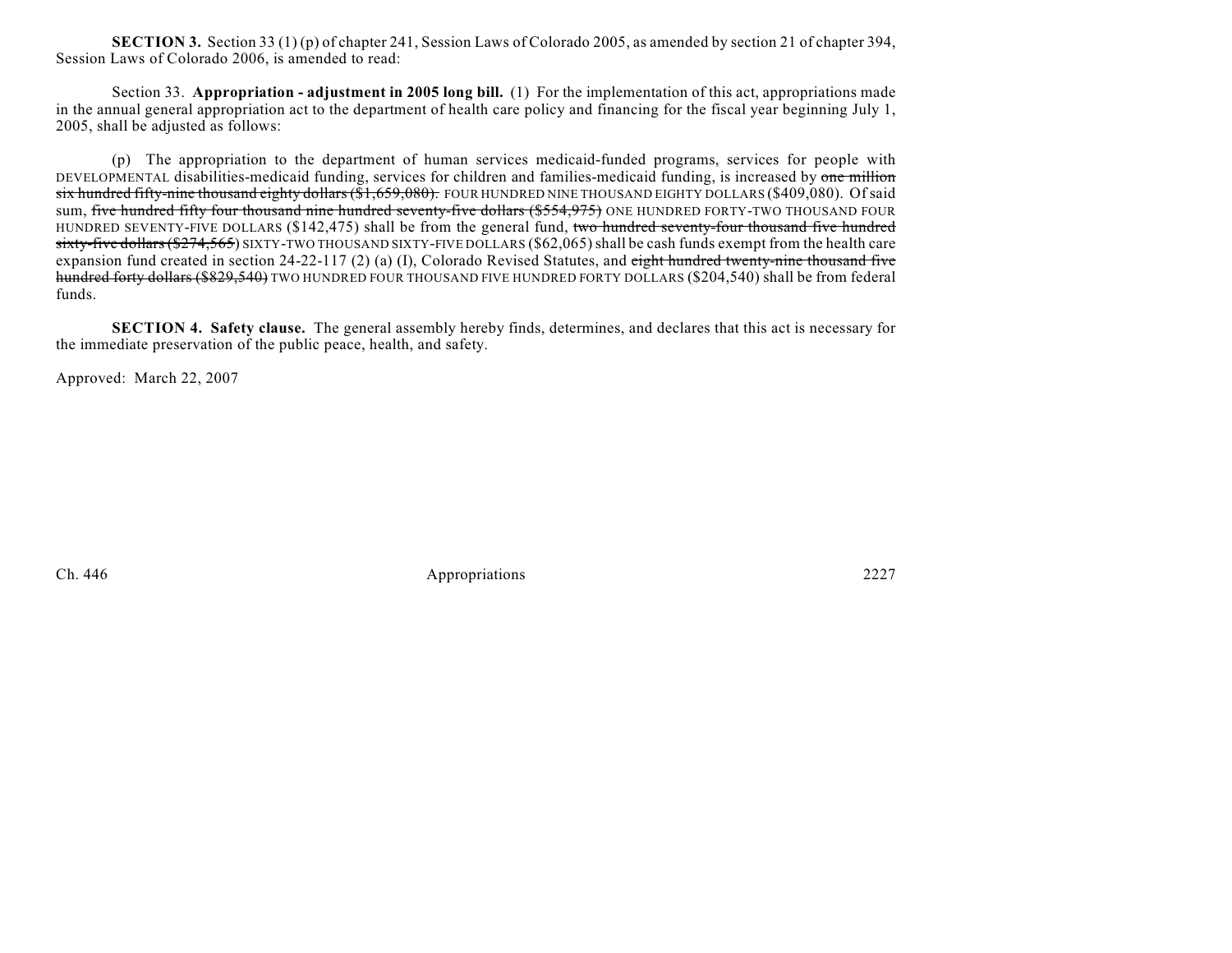**SECTION 3.** Section 33 (1) (p) of chapter 241, Session Laws of Colorado 2005, as amended by section 21 of chapter 394, Session Laws of Colorado 2006, is amended to read:

Section 33. **Appropriation - adjustment in 2005 long bill.** (1) For the implementation of this act, appropriations made in the annual general appropriation act to the department of health care policy and financing for the fiscal year beginning July 1, 2005, shall be adjusted as follows:

(p) The appropriation to the department of human services medicaid-funded programs, services for people with DEVELOPMENTAL disabilities-medicaid funding, services for children and families-medicaid funding, is increased by ~~one million six hundred fifty-nine thousand eighty dollars ($1,659,080).~~ FOUR HUNDRED NINE THOUSAND EIGHTY DOLLARS ($409,080). Of said sum, ~~five hundred fifty four thousand nine hundred seventy-five dollars ($554,975)~~ ONE HUNDRED FORTY-TWO THOUSAND FOUR HUNDRED SEVENTY-FIVE DOLLARS ($142,475) shall be from the general fund, ~~two hundred seventy-four thousand five hundred sixty-five dollars ($274,565)~~ SIXTY-TWO THOUSAND SIXTY-FIVE DOLLARS ($62,065) shall be cash funds exempt from the health care expansion fund created in section 24-22-117 (2) (a) (I), Colorado Revised Statutes, and ~~eight hundred twenty-nine thousand five hundred forty dollars ($829,540)~~ TWO HUNDRED FOUR THOUSAND FIVE HUNDRED FORTY DOLLARS ($204,540) shall be from federal funds.

**SECTION 4. Safety clause.** The general assembly hereby finds, determines, and declares that this act is necessary for the immediate preservation of the public peace, health, and safety.

Approved: March 22, 2007